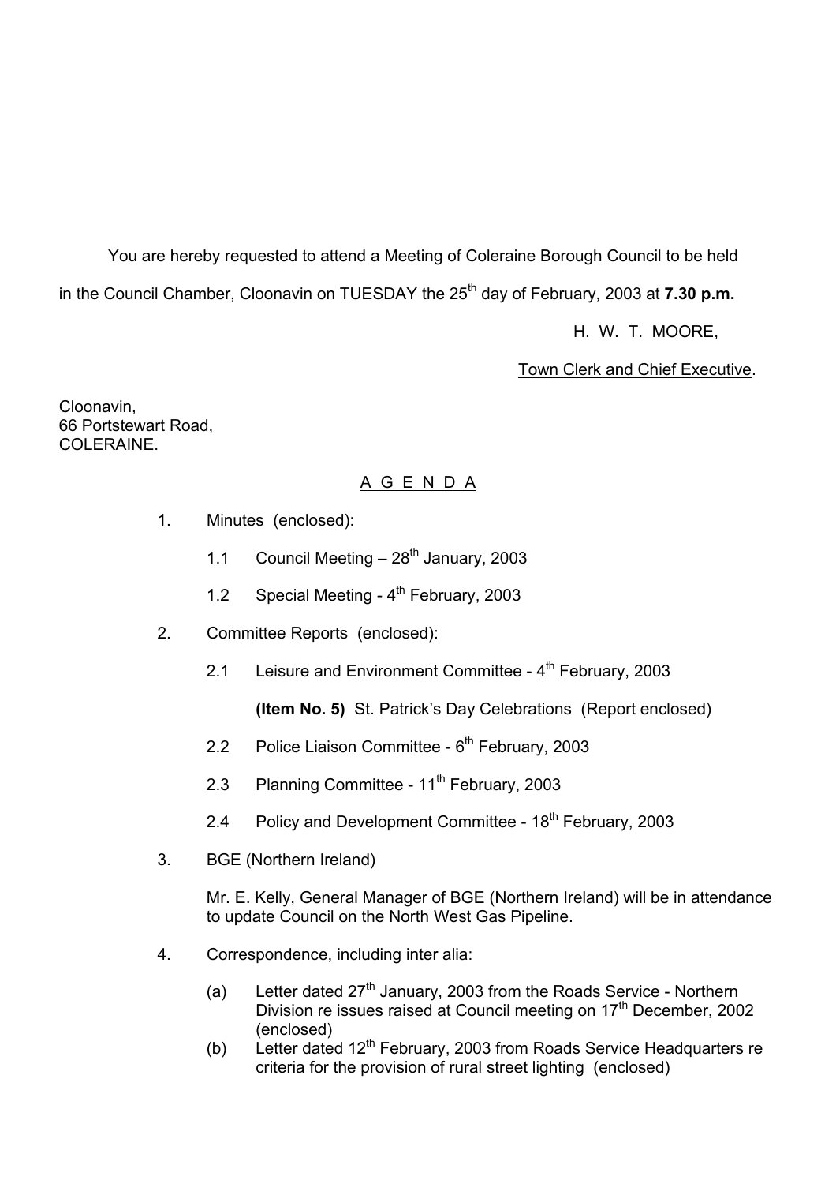You are hereby requested to attend a Meeting of Coleraine Borough Council to be held in the Council Chamber, Cloonavin on TUESDAY the 25th day of February, 2003 at **7.30 p.m.**

H. W. T. MOORE,

Town Clerk and Chief Executive.

Cloonavin,
66 Portstewart Road,
COLERAINE.

# A G E N D A

1. Minutes (enclosed):

   1.1 Council Meeting – 28th January, 2003

   1.2 Special Meeting - 4th February, 2003

2. Committee Reports (enclosed):

   2.1 Leisure and Environment Committee - 4th February, 2003

   **(Item No. 5)** St. Patrick's Day Celebrations (Report enclosed)

   2.2 Police Liaison Committee - 6th February, 2003

   2.3 Planning Committee - 11th February, 2003

   2.4 Policy and Development Committee - 18th February, 2003

3. BGE (Northern Ireland)

   Mr. E. Kelly, General Manager of BGE (Northern Ireland) will be in attendance to update Council on the North West Gas Pipeline.

4. Correspondence, including inter alia:

   (a) Letter dated 27th January, 2003 from the Roads Service - Northern Division re issues raised at Council meeting on 17th December, 2002 (enclosed)

   (b) Letter dated 12th February, 2003 from Roads Service Headquarters re criteria for the provision of rural street lighting (enclosed)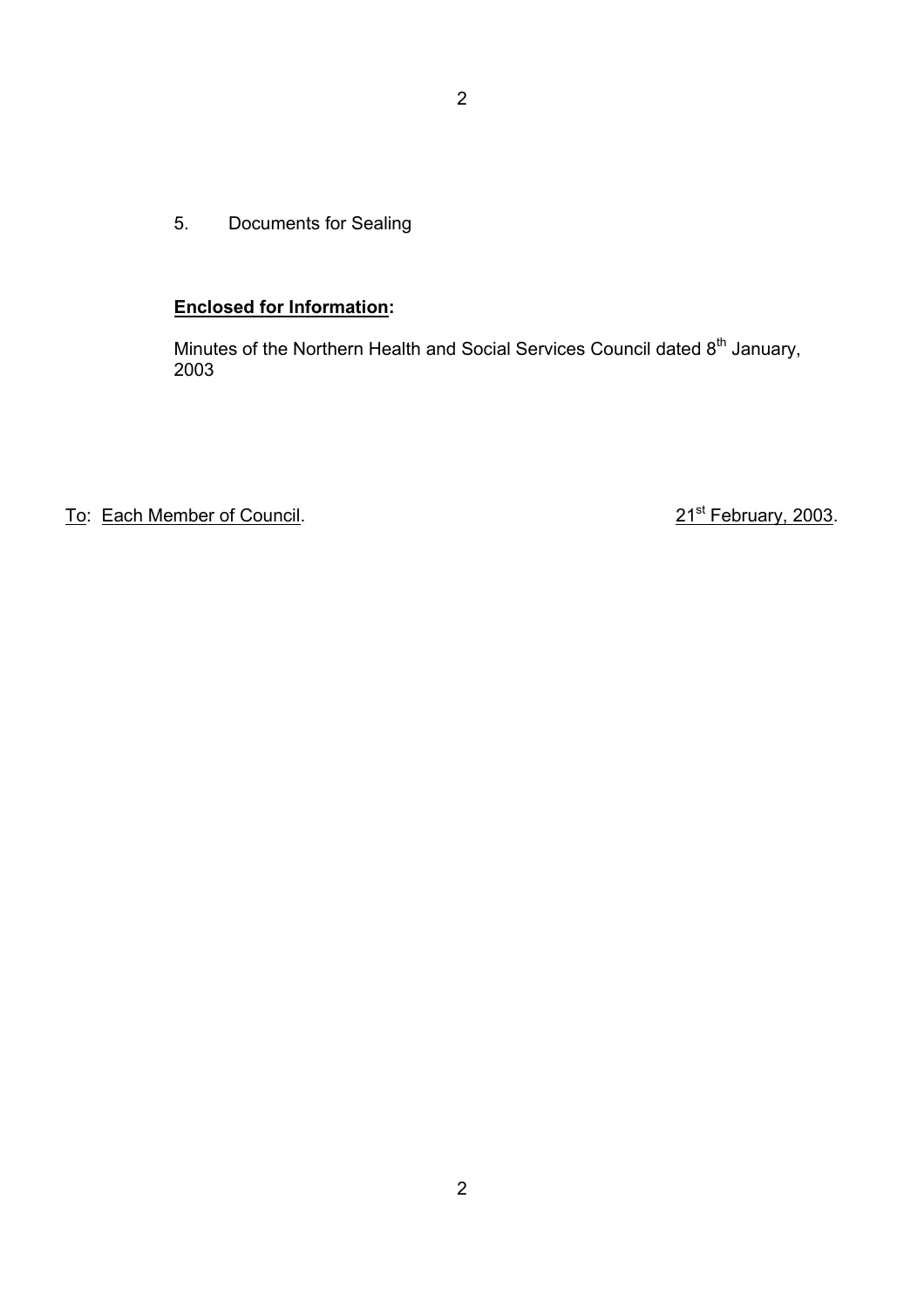5. Documents for Sealing

**<u>Enclosed for Information</u>:**

Minutes of the Northern Health and Social Services Council dated 8th January, 2003

<u>To</u>: <u>Each Member of Council</u>. <u>21st February, 2003</u>.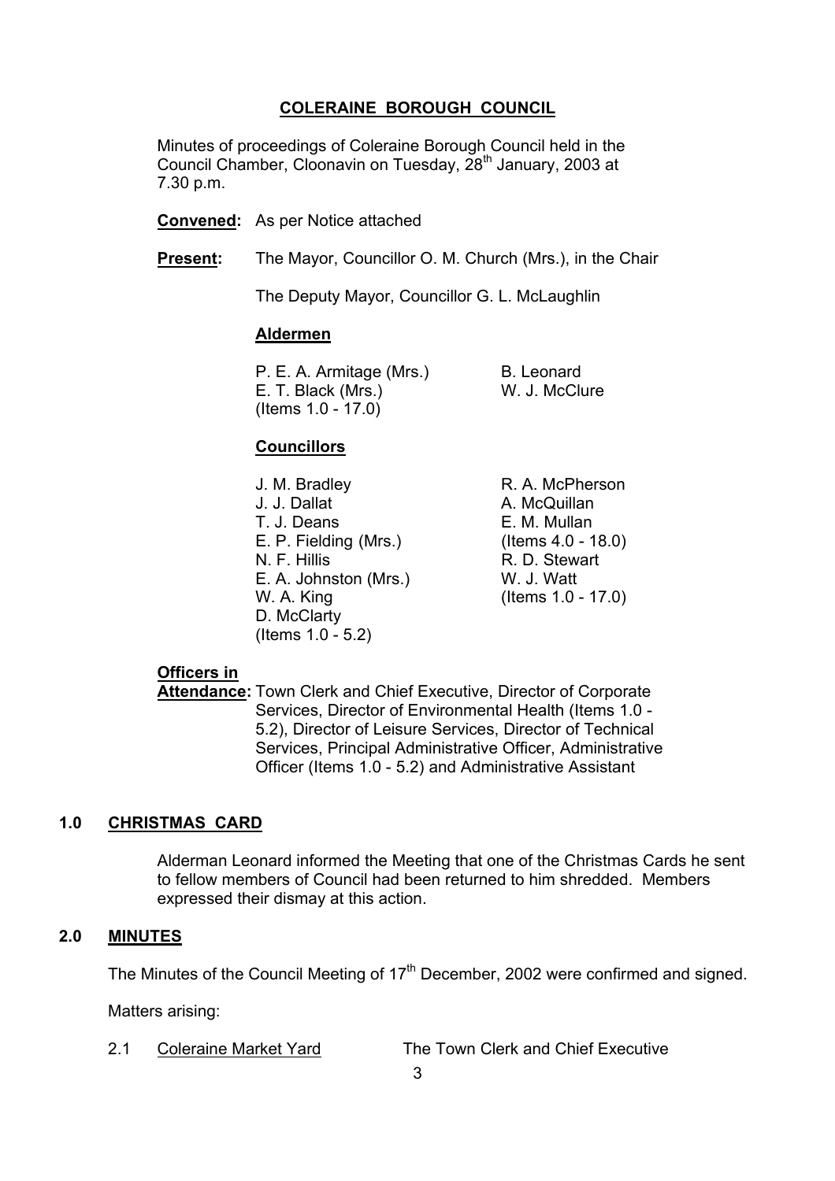# COLERAINE BOROUGH COUNCIL

Minutes of proceedings of Coleraine Borough Council held in the Council Chamber, Cloonavin on Tuesday, 28th January, 2003 at 7.30 p.m.

**Convened:** As per Notice attached

**Present:** The Mayor, Councillor O. M. Church (Mrs.), in the Chair

The Deputy Mayor, Councillor G. L. McLaughlin

**Aldermen**

P. E. A. Armitage (Mrs.)
E. T. Black (Mrs.) (Items 1.0 - 17.0)
B. Leonard
W. J. McClure

**Councillors**

J. M. Bradley
J. J. Dallat
T. J. Deans
E. P. Fielding (Mrs.)
N. F. Hillis
E. A. Johnston (Mrs.)
W. A. King
D. McClarty (Items 1.0 - 5.2)
R. A. McPherson
A. McQuillan
E. M. Mullan (Items 4.0 - 18.0)
R. D. Stewart
W. J. Watt (Items 1.0 - 17.0)

**Officers in Attendance:** Town Clerk and Chief Executive, Director of Corporate Services, Director of Environmental Health (Items 1.0 - 5.2), Director of Leisure Services, Director of Technical Services, Principal Administrative Officer, Administrative Officer (Items 1.0 - 5.2) and Administrative Assistant

## 1.0 CHRISTMAS CARD

Alderman Leonard informed the Meeting that one of the Christmas Cards he sent to fellow members of Council had been returned to him shredded. Members expressed their dismay at this action.

## 2.0 MINUTES

The Minutes of the Council Meeting of 17th December, 2002 were confirmed and signed.

Matters arising:

2.1 Coleraine Market Yard The Town Clerk and Chief Executive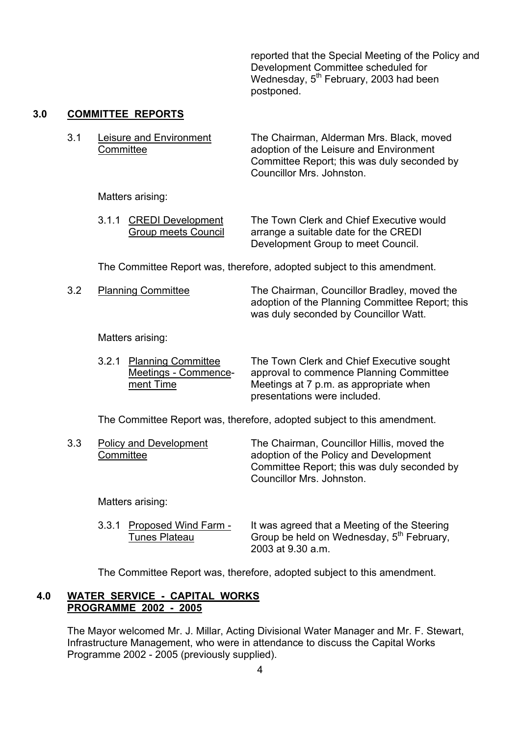reported that the Special Meeting of the Policy and Development Committee scheduled for Wednesday, 5th February, 2003 had been postponed.

## 3.0 COMMITTEE REPORTS

3.1 Leisure and Environment Committee

The Chairman, Alderman Mrs. Black, moved adoption of the Leisure and Environment Committee Report; this was duly seconded by Councillor Mrs. Johnston.

Matters arising:

3.1.1 CREDI Development Group meets Council

The Town Clerk and Chief Executive would arrange a suitable date for the CREDI Development Group to meet Council.

The Committee Report was, therefore, adopted subject to this amendment.

3.2 Planning Committee

The Chairman, Councillor Bradley, moved the adoption of the Planning Committee Report; this was duly seconded by Councillor Watt.

Matters arising:

3.2.1 Planning Committee Meetings - Commencement Time

The Town Clerk and Chief Executive sought approval to commence Planning Committee Meetings at 7 p.m. as appropriate when presentations were included.

The Committee Report was, therefore, adopted subject to this amendment.

3.3 Policy and Development Committee

The Chairman, Councillor Hillis, moved the adoption of the Policy and Development Committee Report; this was duly seconded by Councillor Mrs. Johnston.

Matters arising:

3.3.1 Proposed Wind Farm - Tunes Plateau

It was agreed that a Meeting of the Steering Group be held on Wednesday, 5th February, 2003 at 9.30 a.m.

The Committee Report was, therefore, adopted subject to this amendment.

## 4.0 WATER SERVICE - CAPITAL WORKS PROGRAMME 2002 - 2005

The Mayor welcomed Mr. J. Millar, Acting Divisional Water Manager and Mr. F. Stewart, Infrastructure Management, who were in attendance to discuss the Capital Works Programme 2002 - 2005 (previously supplied).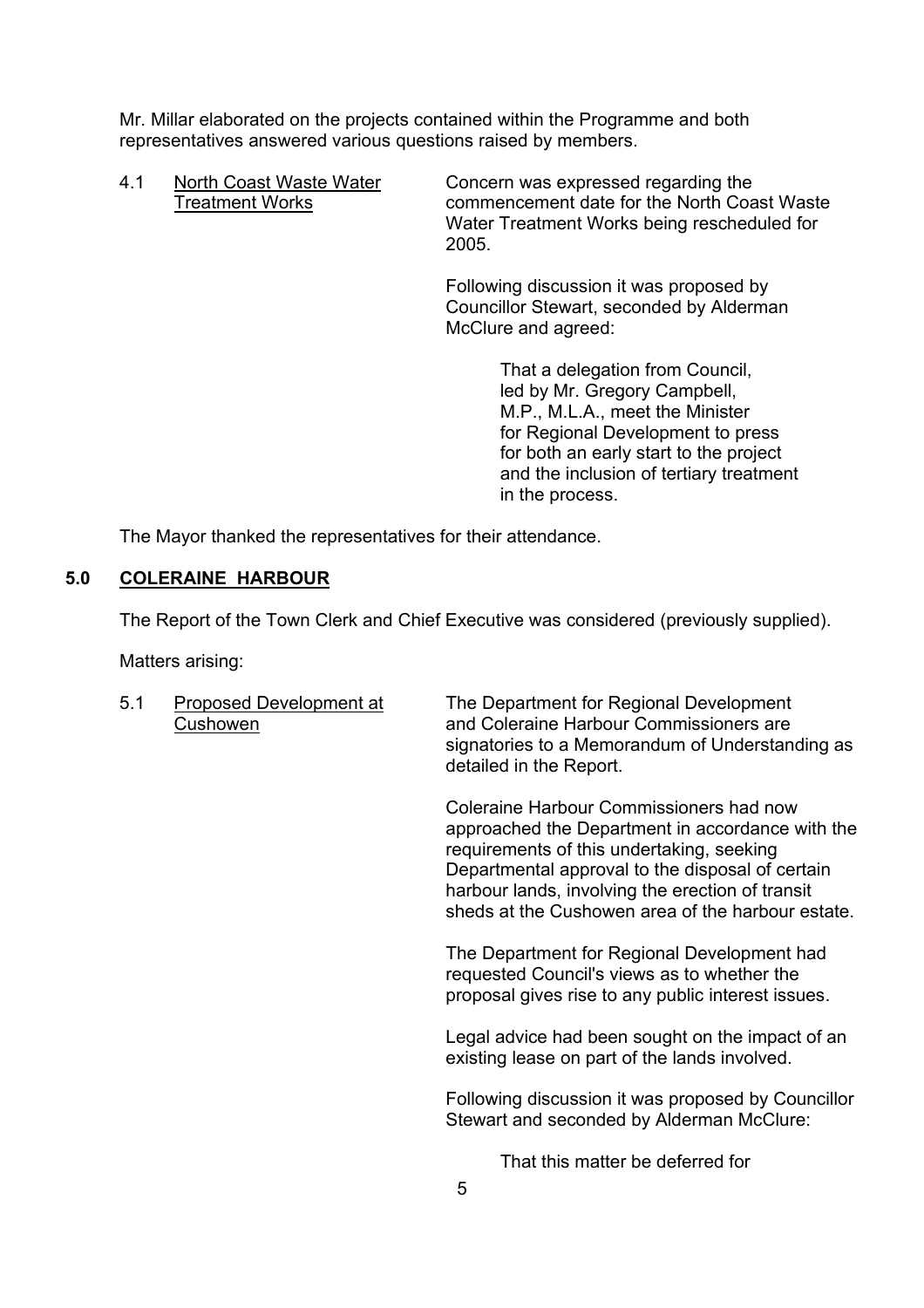Mr. Millar elaborated on the projects contained within the Programme and both representatives answered various questions raised by members.

4.1 North Coast Waste Water Treatment Works

Concern was expressed regarding the commencement date for the North Coast Waste Water Treatment Works being rescheduled for 2005.

Following discussion it was proposed by Councillor Stewart, seconded by Alderman McClure and agreed:

> That a delegation from Council, led by Mr. Gregory Campbell, M.P., M.L.A., meet the Minister for Regional Development to press for both an early start to the project and the inclusion of tertiary treatment in the process.

The Mayor thanked the representatives for their attendance.

## 5.0 COLERAINE HARBOUR

The Report of the Town Clerk and Chief Executive was considered (previously supplied).

Matters arising:

5.1 Proposed Development at Cushowen

The Department for Regional Development and Coleraine Harbour Commissioners are signatories to a Memorandum of Understanding as detailed in the Report.

Coleraine Harbour Commissioners had now approached the Department in accordance with the requirements of this undertaking, seeking Departmental approval to the disposal of certain harbour lands, involving the erection of transit sheds at the Cushowen area of the harbour estate.

The Department for Regional Development had requested Council's views as to whether the proposal gives rise to any public interest issues.

Legal advice had been sought on the impact of an existing lease on part of the lands involved.

Following discussion it was proposed by Councillor Stewart and seconded by Alderman McClure:

> That this matter be deferred for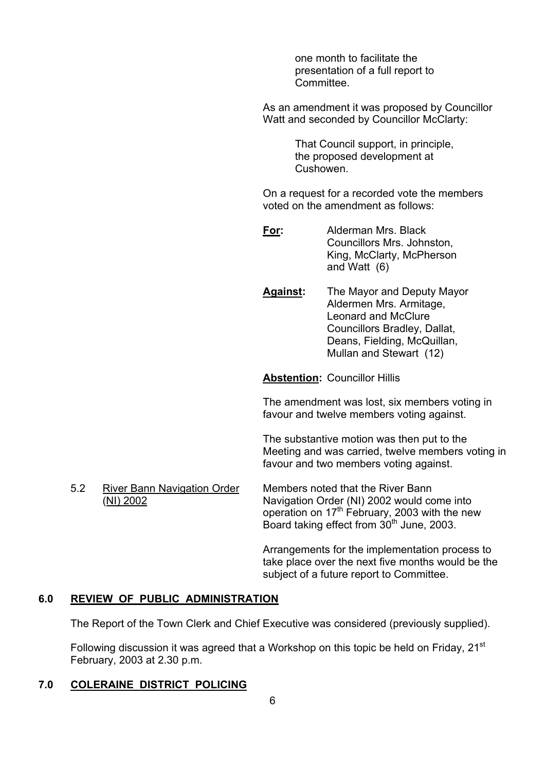one month to facilitate the presentation of a full report to Committee.

As an amendment it was proposed by Councillor Watt and seconded by Councillor McClarty:

> That Council support, in principle, the proposed development at Cushowen.

On a request for a recorded vote the members voted on the amendment as follows:

**For:** Alderman Mrs. Black
Councillors Mrs. Johnston, King, McClarty, McPherson and Watt (6)

**Against:** The Mayor and Deputy Mayor
Aldermen Mrs. Armitage, Leonard and McClure
Councillors Bradley, Dallat, Deans, Fielding, McQuillan, Mullan and Stewart (12)

**Abstention:** Councillor Hillis

The amendment was lost, six members voting in favour and twelve members voting against.

The substantive motion was then put to the Meeting and was carried, twelve members voting in favour and two members voting against.

5.2 River Bann Navigation Order (NI) 2002

Members noted that the River Bann Navigation Order (NI) 2002 would come into operation on 17th February, 2003 with the new Board taking effect from 30th June, 2003.

Arrangements for the implementation process to take place over the next five months would be the subject of a future report to Committee.

## 6.0 REVIEW OF PUBLIC ADMINISTRATION

The Report of the Town Clerk and Chief Executive was considered (previously supplied).

Following discussion it was agreed that a Workshop on this topic be held on Friday, 21st February, 2003 at 2.30 p.m.

## 7.0 COLERAINE DISTRICT POLICING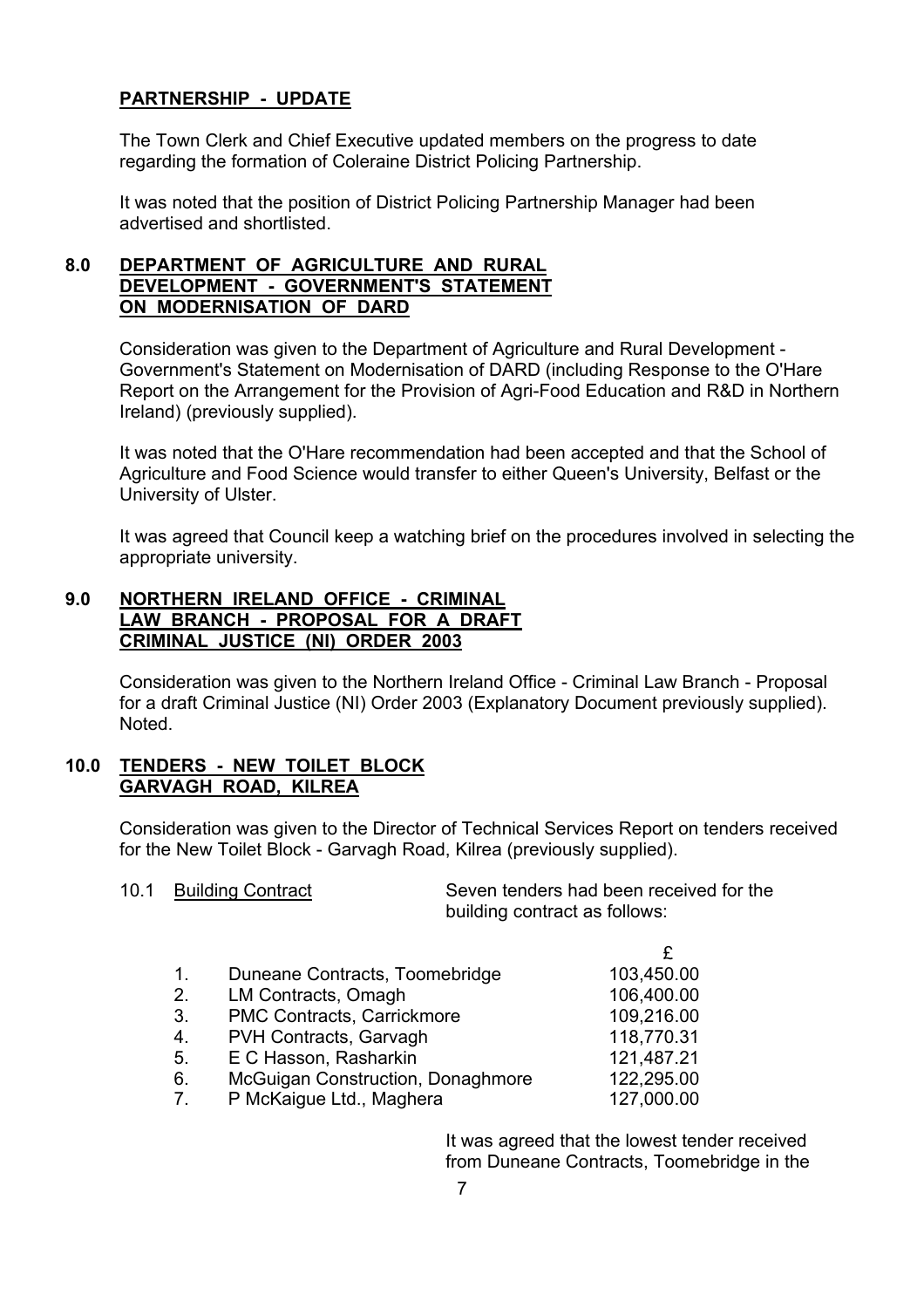**PARTNERSHIP - UPDATE**

The Town Clerk and Chief Executive updated members on the progress to date regarding the formation of Coleraine District Policing Partnership.

It was noted that the position of District Policing Partnership Manager had been advertised and shortlisted.

## 8.0 DEPARTMENT OF AGRICULTURE AND RURAL DEVELOPMENT - GOVERNMENT'S STATEMENT ON MODERNISATION OF DARD

Consideration was given to the Department of Agriculture and Rural Development - Government's Statement on Modernisation of DARD (including Response to the O'Hare Report on the Arrangement for the Provision of Agri-Food Education and R&D in Northern Ireland) (previously supplied).

It was noted that the O'Hare recommendation had been accepted and that the School of Agriculture and Food Science would transfer to either Queen's University, Belfast or the University of Ulster.

It was agreed that Council keep a watching brief on the procedures involved in selecting the appropriate university.

## 9.0 NORTHERN IRELAND OFFICE - CRIMINAL LAW BRANCH - PROPOSAL FOR A DRAFT CRIMINAL JUSTICE (NI) ORDER 2003

Consideration was given to the Northern Ireland Office - Criminal Law Branch - Proposal for a draft Criminal Justice (NI) Order 2003 (Explanatory Document previously supplied). Noted.

## 10.0 TENDERS - NEW TOILET BLOCK GARVAGH ROAD, KILREA

Consideration was given to the Director of Technical Services Report on tenders received for the New Toilet Block - Garvagh Road, Kilrea (previously supplied).

10.1 Building Contract — Seven tenders had been received for the building contract as follows:

| | | £ |
|---|---|---|
| 1. | Duneane Contracts, Toomebridge | 103,450.00 |
| 2. | LM Contracts, Omagh | 106,400.00 |
| 3. | PMC Contracts, Carrickmore | 109,216.00 |
| 4. | PVH Contracts, Garvagh | 118,770.31 |
| 5. | E C Hasson, Rasharkin | 121,487.21 |
| 6. | McGuigan Construction, Donaghmore | 122,295.00 |
| 7. | P McKaigue Ltd., Maghera | 127,000.00 |

It was agreed that the lowest tender received from Duneane Contracts, Toomebridge in the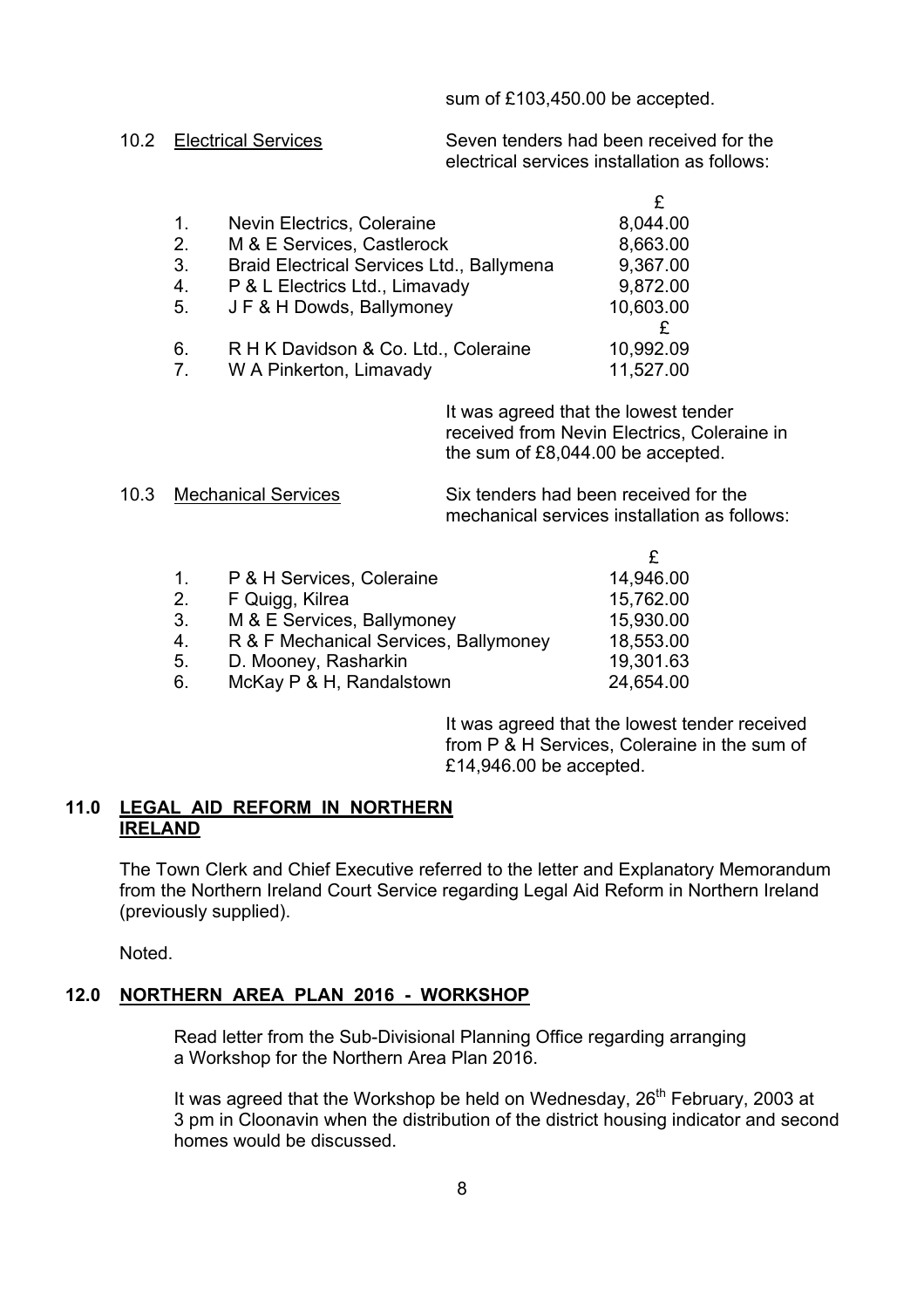sum of £103,450.00 be accepted.

10.2 Electrical Services

Seven tenders had been received for the electrical services installation as follows:

| | | £ |
|---|---|---|
| 1. | Nevin Electrics, Coleraine | 8,044.00 |
| 2. | M & E Services, Castlerock | 8,663.00 |
| 3. | Braid Electrical Services Ltd., Ballymena | 9,367.00 |
| 4. | P & L Electrics Ltd., Limavady | 9,872.00 |
| 5. | J F & H Dowds, Ballymoney | 10,603.00 |
| | | £ |
| 6. | R H K Davidson & Co. Ltd., Coleraine | 10,992.09 |
| 7. | W A Pinkerton, Limavady | 11,527.00 |

It was agreed that the lowest tender received from Nevin Electrics, Coleraine in the sum of £8,044.00 be accepted.

10.3 Mechanical Services

Six tenders had been received for the mechanical services installation as follows:

| | | £ |
|---|---|---|
| 1. | P & H Services, Coleraine | 14,946.00 |
| 2. | F Quigg, Kilrea | 15,762.00 |
| 3. | M & E Services, Ballymoney | 15,930.00 |
| 4. | R & F Mechanical Services, Ballymoney | 18,553.00 |
| 5. | D. Mooney, Rasharkin | 19,301.63 |
| 6. | McKay P & H, Randalstown | 24,654.00 |

It was agreed that the lowest tender received from P & H Services, Coleraine in the sum of £14,946.00 be accepted.

## 11.0 LEGAL AID REFORM IN NORTHERN IRELAND

The Town Clerk and Chief Executive referred to the letter and Explanatory Memorandum from the Northern Ireland Court Service regarding Legal Aid Reform in Northern Ireland (previously supplied).

Noted.

## 12.0 NORTHERN AREA PLAN 2016 - WORKSHOP

Read letter from the Sub-Divisional Planning Office regarding arranging a Workshop for the Northern Area Plan 2016.

It was agreed that the Workshop be held on Wednesday, 26th February, 2003 at 3 pm in Cloonavin when the distribution of the district housing indicator and second homes would be discussed.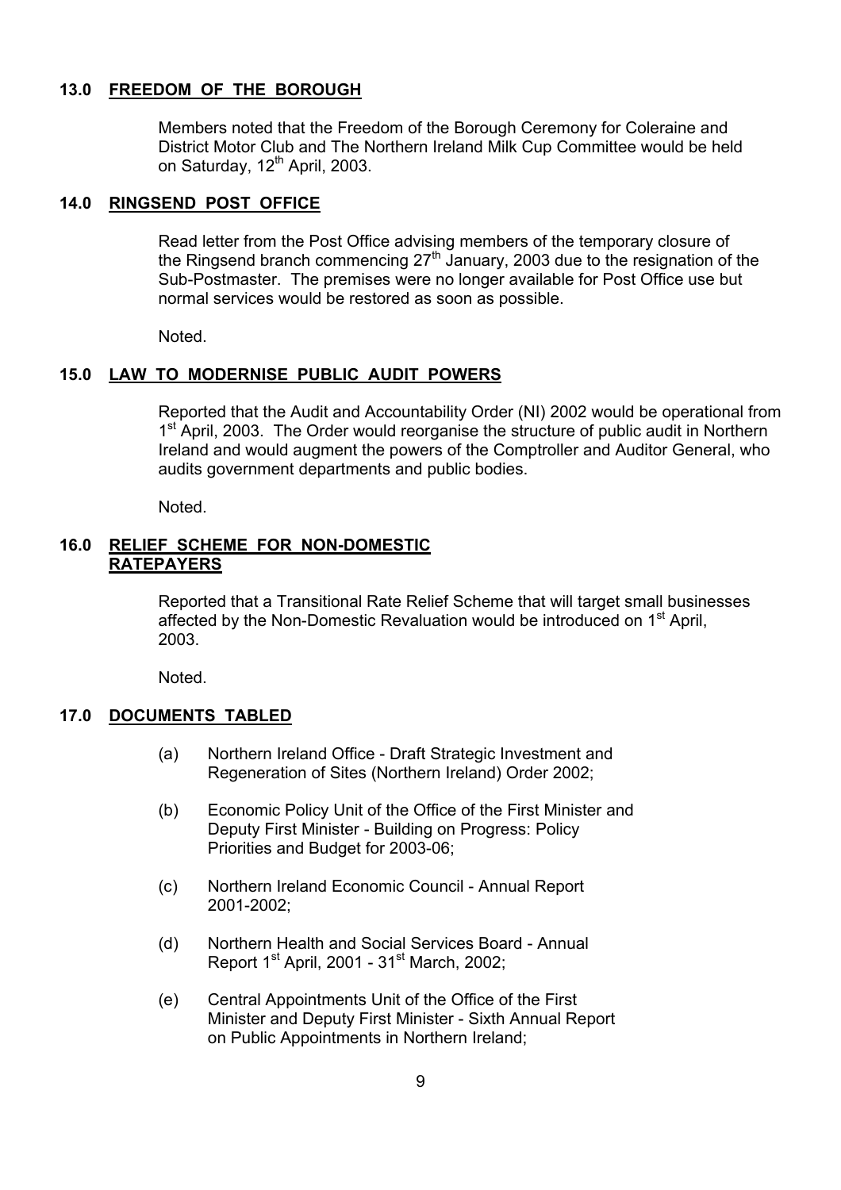## 13.0 FREEDOM OF THE BOROUGH

Members noted that the Freedom of the Borough Ceremony for Coleraine and District Motor Club and The Northern Ireland Milk Cup Committee would be held on Saturday, 12th April, 2003.

## 14.0 RINGSEND POST OFFICE

Read letter from the Post Office advising members of the temporary closure of the Ringsend branch commencing 27th January, 2003 due to the resignation of the Sub-Postmaster. The premises were no longer available for Post Office use but normal services would be restored as soon as possible.

Noted.

## 15.0 LAW TO MODERNISE PUBLIC AUDIT POWERS

Reported that the Audit and Accountability Order (NI) 2002 would be operational from 1st April, 2003. The Order would reorganise the structure of public audit in Northern Ireland and would augment the powers of the Comptroller and Auditor General, who audits government departments and public bodies.

Noted.

## 16.0 RELIEF SCHEME FOR NON-DOMESTIC RATEPAYERS

Reported that a Transitional Rate Relief Scheme that will target small businesses affected by the Non-Domestic Revaluation would be introduced on 1st April, 2003.

Noted.

## 17.0 DOCUMENTS TABLED

(a) Northern Ireland Office - Draft Strategic Investment and Regeneration of Sites (Northern Ireland) Order 2002;

(b) Economic Policy Unit of the Office of the First Minister and Deputy First Minister - Building on Progress: Policy Priorities and Budget for 2003-06;

(c) Northern Ireland Economic Council - Annual Report 2001-2002;

(d) Northern Health and Social Services Board - Annual Report 1st April, 2001 - 31st March, 2002;

(e) Central Appointments Unit of the Office of the First Minister and Deputy First Minister - Sixth Annual Report on Public Appointments in Northern Ireland;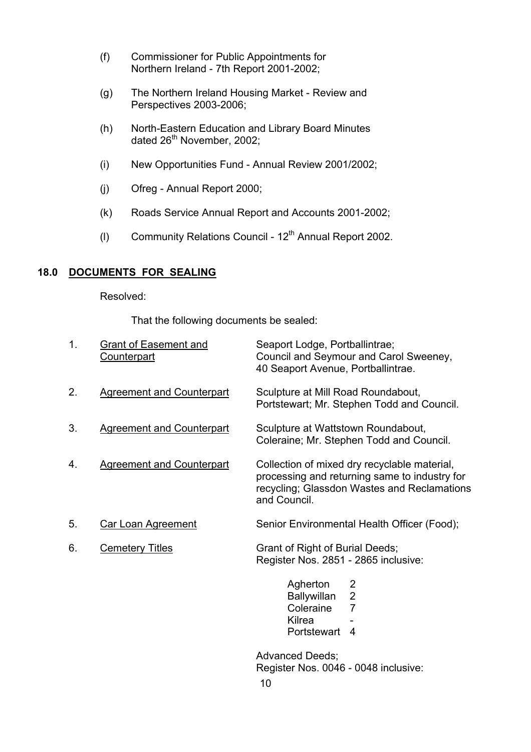(f) Commissioner for Public Appointments for Northern Ireland - 7th Report 2001-2002;

(g) The Northern Ireland Housing Market - Review and Perspectives 2003-2006;

(h) North-Eastern Education and Library Board Minutes dated 26th November, 2002;

(i) New Opportunities Fund - Annual Review 2001/2002;

(j) Ofreg - Annual Report 2000;

(k) Roads Service Annual Report and Accounts 2001-2002;

(l) Community Relations Council - 12th Annual Report 2002.

## 18.0 DOCUMENTS FOR SEALING

Resolved:

That the following documents be sealed:

1. Grant of Easement and Counterpart — Seaport Lodge, Portballintrae; Council and Seymour and Carol Sweeney, 40 Seaport Avenue, Portballintrae.

2. Agreement and Counterpart — Sculpture at Mill Road Roundabout, Portstewart; Mr. Stephen Todd and Council.

3. Agreement and Counterpart — Sculpture at Wattstown Roundabout, Coleraine; Mr. Stephen Todd and Council.

4. Agreement and Counterpart — Collection of mixed dry recyclable material, processing and returning same to industry for recycling; Glassdon Wastes and Reclamations and Council.

5. Car Loan Agreement — Senior Environmental Health Officer (Food);

6. Cemetery Titles — Grant of Right of Burial Deeds; Register Nos. 2851 - 2865 inclusive:

| | |
|---|---|
| Agherton | 2 |
| Ballywillan | 2 |
| Coleraine | 7 |
| Kilrea | - |
| Portstewart | 4 |

Advanced Deeds; Register Nos. 0046 - 0048 inclusive: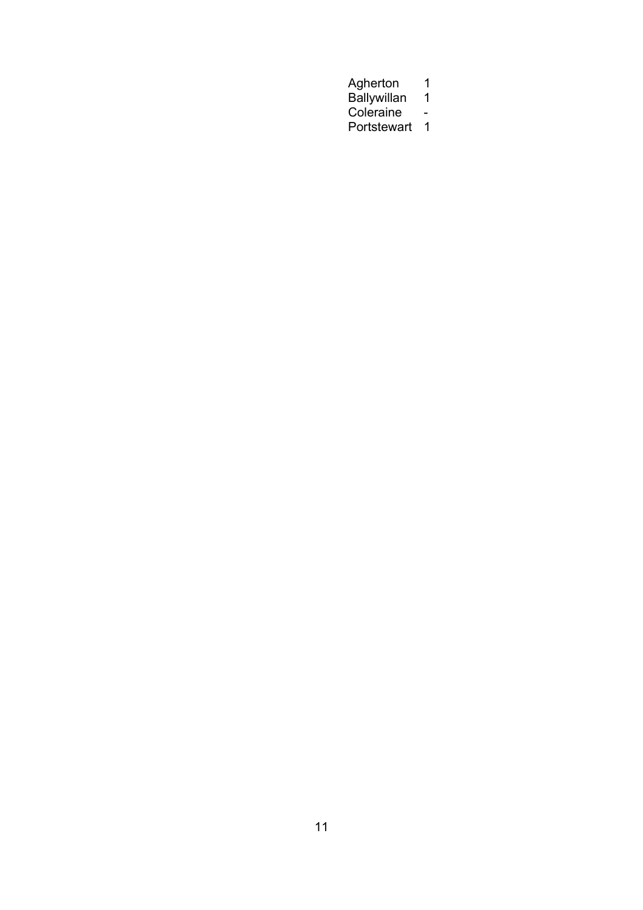| | |
|---|---|
| Agherton | 1 |
| Ballywillan | 1 |
| Coleraine | - |
| Portstewart | 1 |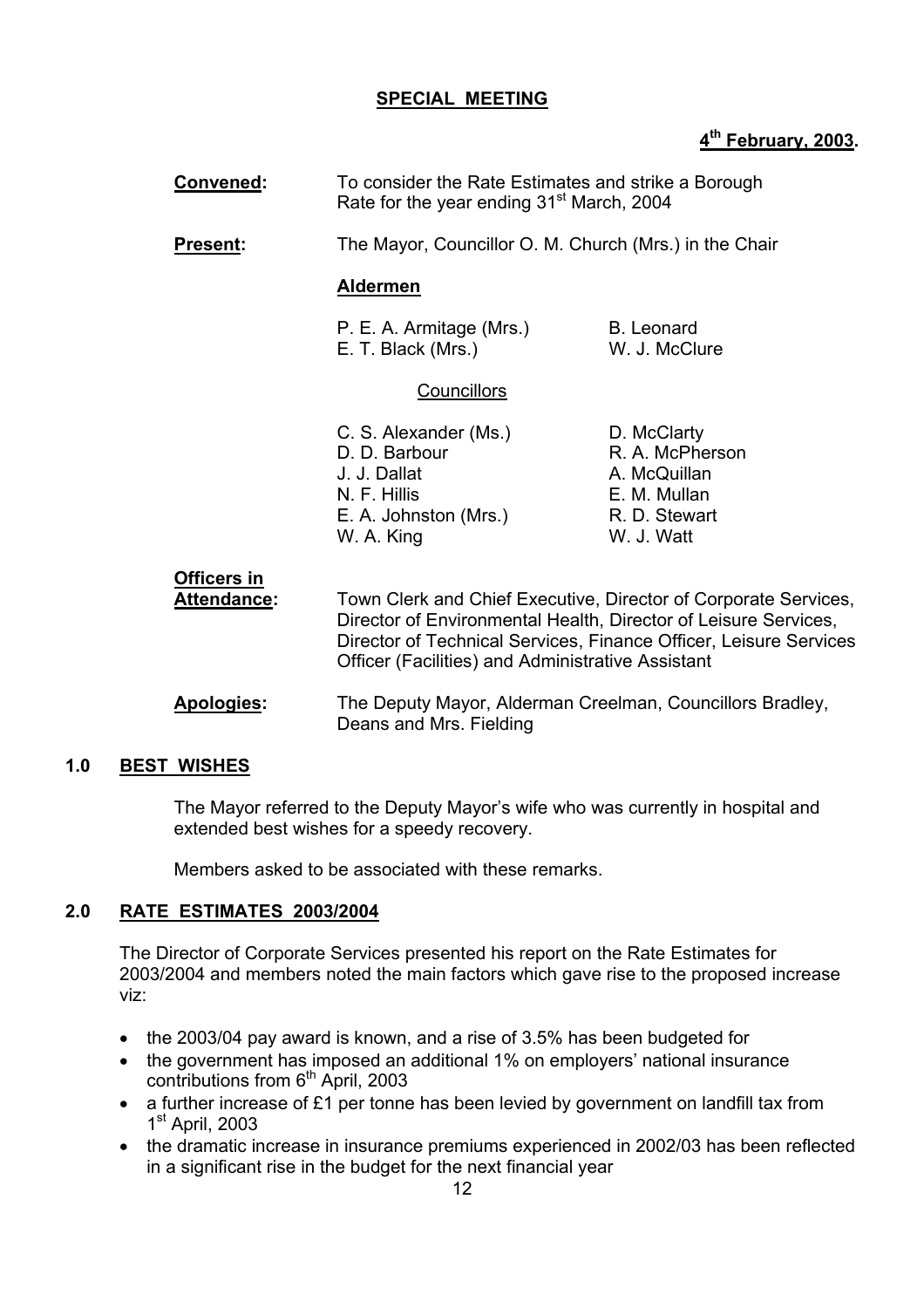**SPECIAL MEETING**

**4th February, 2003.**

**Convened:** To consider the Rate Estimates and strike a Borough Rate for the year ending 31st March, 2004

**Present:** The Mayor, Councillor O. M. Church (Mrs.) in the Chair

**Aldermen**

| | |
|---|---|
| P. E. A. Armitage (Mrs.) | B. Leonard |
| E. T. Black (Mrs.) | W. J. McClure |

Councillors

| | |
|---|---|
| C. S. Alexander (Ms.) | D. McClarty |
| D. D. Barbour | R. A. McPherson |
| J. J. Dallat | A. McQuillan |
| N. F. Hillis | E. M. Mullan |
| E. A. Johnston (Mrs.) | R. D. Stewart |
| W. A. King | W. J. Watt |

**Officers in Attendance:** Town Clerk and Chief Executive, Director of Corporate Services, Director of Environmental Health, Director of Leisure Services, Director of Technical Services, Finance Officer, Leisure Services Officer (Facilities) and Administrative Assistant

**Apologies:** The Deputy Mayor, Alderman Creelman, Councillors Bradley, Deans and Mrs. Fielding

## 1.0 BEST WISHES

The Mayor referred to the Deputy Mayor's wife who was currently in hospital and extended best wishes for a speedy recovery.

Members asked to be associated with these remarks.

## 2.0 RATE ESTIMATES 2003/2004

The Director of Corporate Services presented his report on the Rate Estimates for 2003/2004 and members noted the main factors which gave rise to the proposed increase viz:

- the 2003/04 pay award is known, and a rise of 3.5% has been budgeted for
- the government has imposed an additional 1% on employers' national insurance contributions from 6th April, 2003
- a further increase of £1 per tonne has been levied by government on landfill tax from 1st April, 2003
- the dramatic increase in insurance premiums experienced in 2002/03 has been reflected in a significant rise in the budget for the next financial year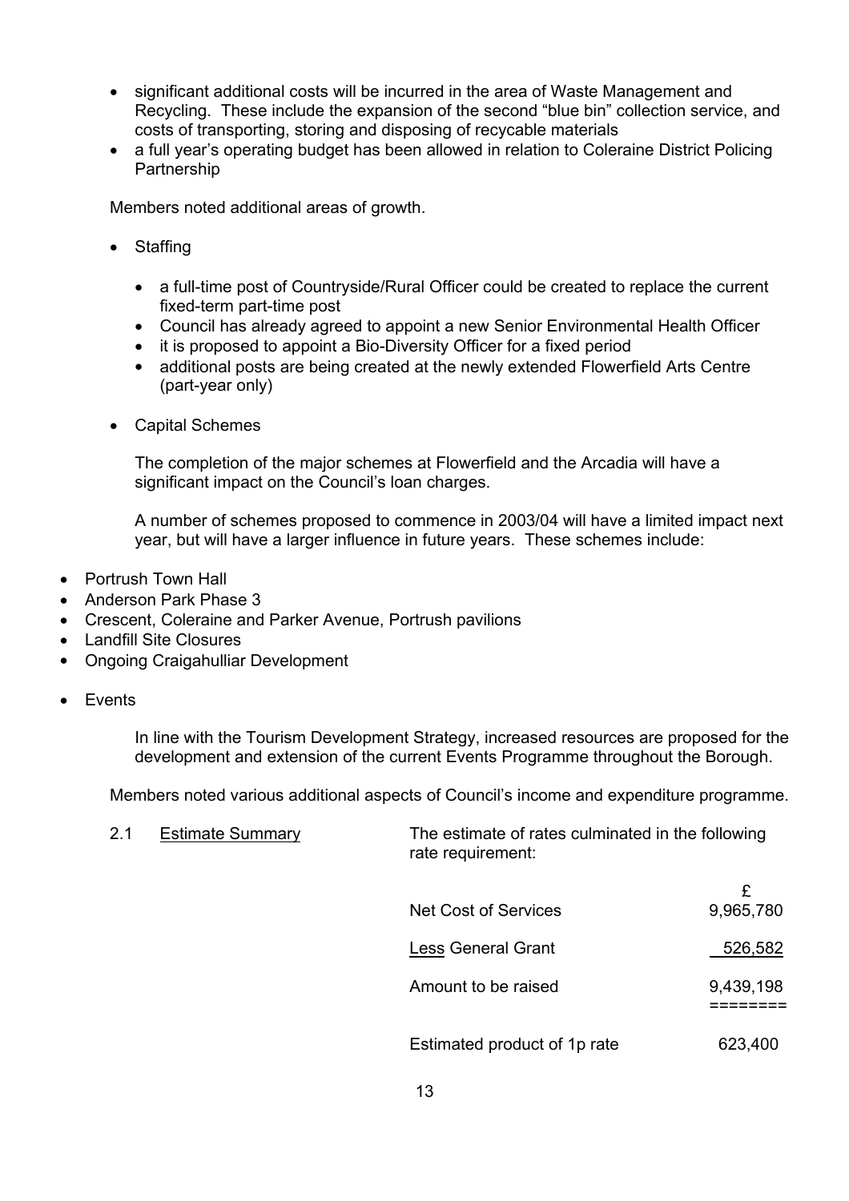- significant additional costs will be incurred in the area of Waste Management and Recycling. These include the expansion of the second "blue bin" collection service, and costs of transporting, storing and disposing of recycable materials
- a full year's operating budget has been allowed in relation to Coleraine District Policing Partnership

Members noted additional areas of growth.

- Staffing
  - a full-time post of Countryside/Rural Officer could be created to replace the current fixed-term part-time post
  - Council has already agreed to appoint a new Senior Environmental Health Officer
  - it is proposed to appoint a Bio-Diversity Officer for a fixed period
  - additional posts are being created at the newly extended Flowerfield Arts Centre (part-year only)

- Capital Schemes

  The completion of the major schemes at Flowerfield and the Arcadia will have a significant impact on the Council's loan charges.

  A number of schemes proposed to commence in 2003/04 will have a limited impact next year, but will have a larger influence in future years. These schemes include:

- Portrush Town Hall
- Anderson Park Phase 3
- Crescent, Coleraine and Parker Avenue, Portrush pavilions
- Landfill Site Closures
- Ongoing Craigahulliar Development

- Events

  In line with the Tourism Development Strategy, increased resources are proposed for the development and extension of the current Events Programme throughout the Borough.

Members noted various additional aspects of Council's income and expenditure programme.

2.1 Estimate Summary — The estimate of rates culminated in the following rate requirement:

| | £ |
|---|---|
| Net Cost of Services | 9,965,780 |
| Less General Grant | 526,582 |
| Amount to be raised | 9,439,198 |
| | ======== |
| Estimated product of 1p rate | 623,400 |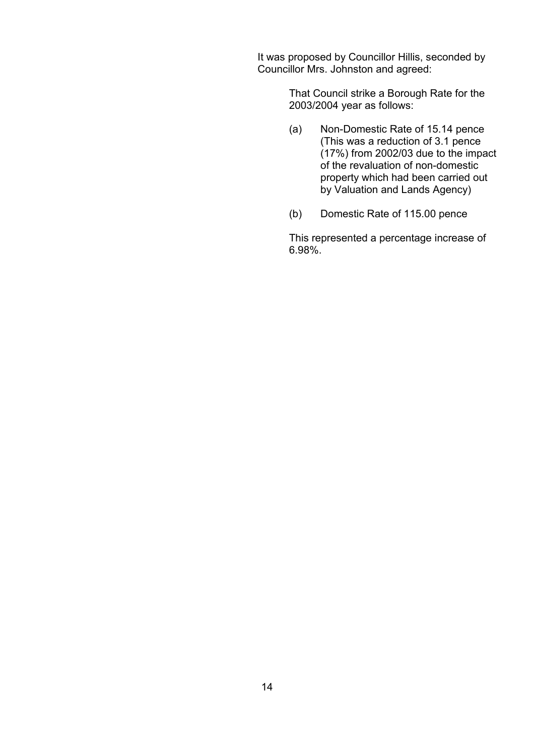It was proposed by Councillor Hillis, seconded by Councillor Mrs. Johnston and agreed:

> That Council strike a Borough Rate for the 2003/2004 year as follows:
>
> (a) Non-Domestic Rate of 15.14 pence (This was a reduction of 3.1 pence (17%) from 2002/03 due to the impact of the revaluation of non-domestic property which had been carried out by Valuation and Lands Agency)
>
> (b) Domestic Rate of 115.00 pence
>
> This represented a percentage increase of 6.98%.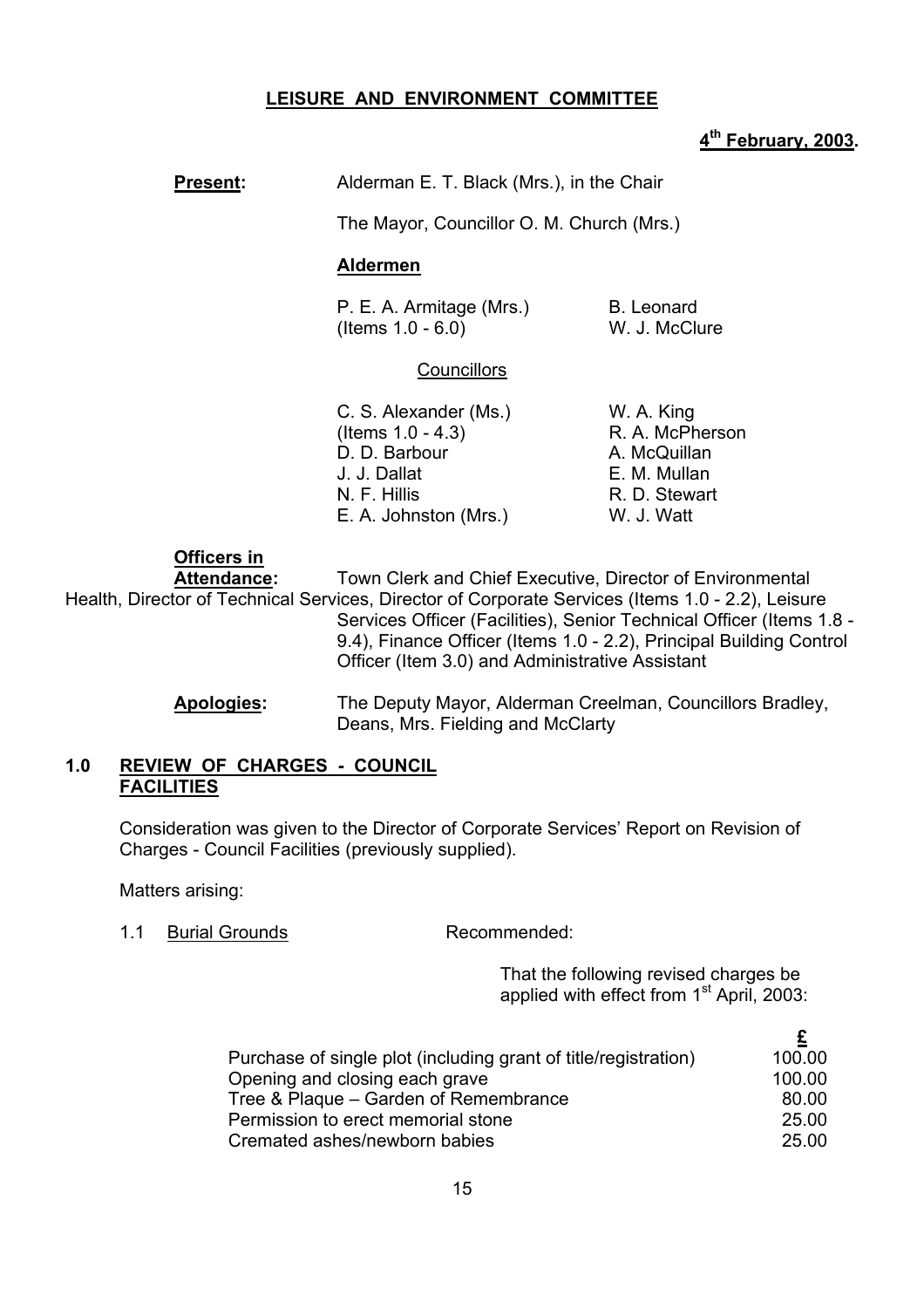# LEISURE AND ENVIRONMENT COMMITTEE

**4th February, 2003.**

**Present:** Alderman E. T. Black (Mrs.), in the Chair

The Mayor, Councillor O. M. Church (Mrs.)

**Aldermen**

P. E. A. Armitage (Mrs.) (Items 1.0 - 6.0)
B. Leonard
W. J. McClure

Councillors

C. S. Alexander (Ms.) (Items 1.0 - 4.3)
D. D. Barbour
J. J. Dallat
N. F. Hillis
E. A. Johnston (Mrs.)
W. A. King
R. A. McPherson
A. McQuillan
E. M. Mullan
R. D. Stewart
W. J. Watt

**Officers in Attendance:** Town Clerk and Chief Executive, Director of Environmental Health, Director of Technical Services, Director of Corporate Services (Items 1.0 - 2.2), Leisure Services Officer (Facilities), Senior Technical Officer (Items 1.8 - 9.4), Finance Officer (Items 1.0 - 2.2), Principal Building Control Officer (Item 3.0) and Administrative Assistant

**Apologies:** The Deputy Mayor, Alderman Creelman, Councillors Bradley, Deans, Mrs. Fielding and McClarty

## 1.0 REVIEW OF CHARGES - COUNCIL FACILITIES

Consideration was given to the Director of Corporate Services' Report on Revision of Charges - Council Facilities (previously supplied).

Matters arising:

1.1 Burial Grounds

Recommended:

That the following revised charges be applied with effect from 1st April, 2003:

| | £ |
|---|---|
| Purchase of single plot (including grant of title/registration) | 100.00 |
| Opening and closing each grave | 100.00 |
| Tree & Plaque – Garden of Remembrance | 80.00 |
| Permission to erect memorial stone | 25.00 |
| Cremated ashes/newborn babies | 25.00 |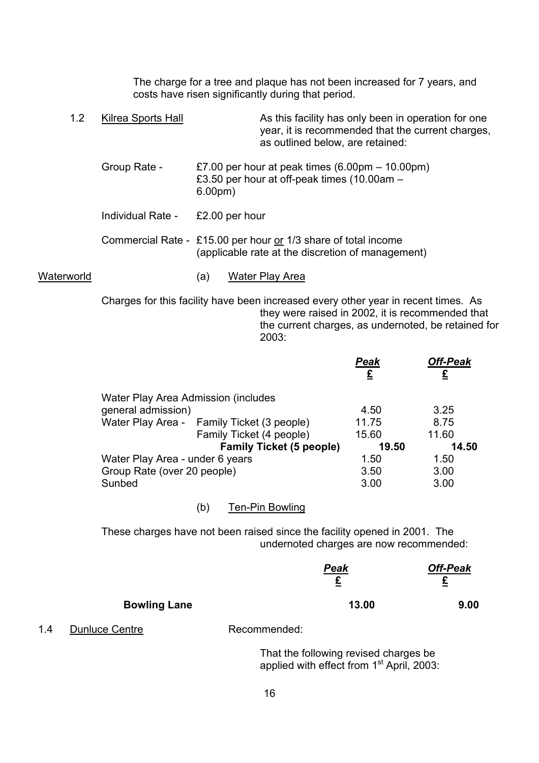The charge for a tree and plaque has not been increased for 7 years, and costs have risen significantly during that period.

1.2 Kilrea Sports Hall — As this facility has only been in operation for one year, it is recommended that the current charges, as outlined below, are retained:

Group Rate - £7.00 per hour at peak times (6.00pm – 10.00pm)
£3.50 per hour at off-peak times (10.00am – 6.00pm)

Individual Rate - £2.00 per hour

Commercial Rate - £15.00 per hour or 1/3 share of total income (applicable rate at the discretion of management)

Waterworld

(a) Water Play Area

Charges for this facility have been increased every other year in recent times. As they were raised in 2002, it is recommended that the current charges, as undernoted, be retained for 2003:

| | | ***Peak*** £ | ***Off-Peak*** £ |
|---|---|---|---|
| Water Play Area Admission (includes general admission) | | 4.50 | 3.25 |
| Water Play Area - | Family Ticket (3 people) | 11.75 | 8.75 |
| | Family Ticket (4 people) | 15.60 | 11.60 |
| | **Family Ticket (5 people)** | **19.50** | **14.50** |
| Water Play Area - under 6 years | | 1.50 | 1.50 |
| Group Rate (over 20 people) | | 3.50 | 3.00 |
| Sunbed | | 3.00 | 3.00 |

(b) Ten-Pin Bowling

These charges have not been raised since the facility opened in 2001. The undernoted charges are now recommended:

| | ***Peak*** £ | ***Off-Peak*** £ |
|---|---|---|
| **Bowling Lane** | **13.00** | **9.00** |

1.4 Dunluce Centre — Recommended:

That the following revised charges be applied with effect from 1st April, 2003: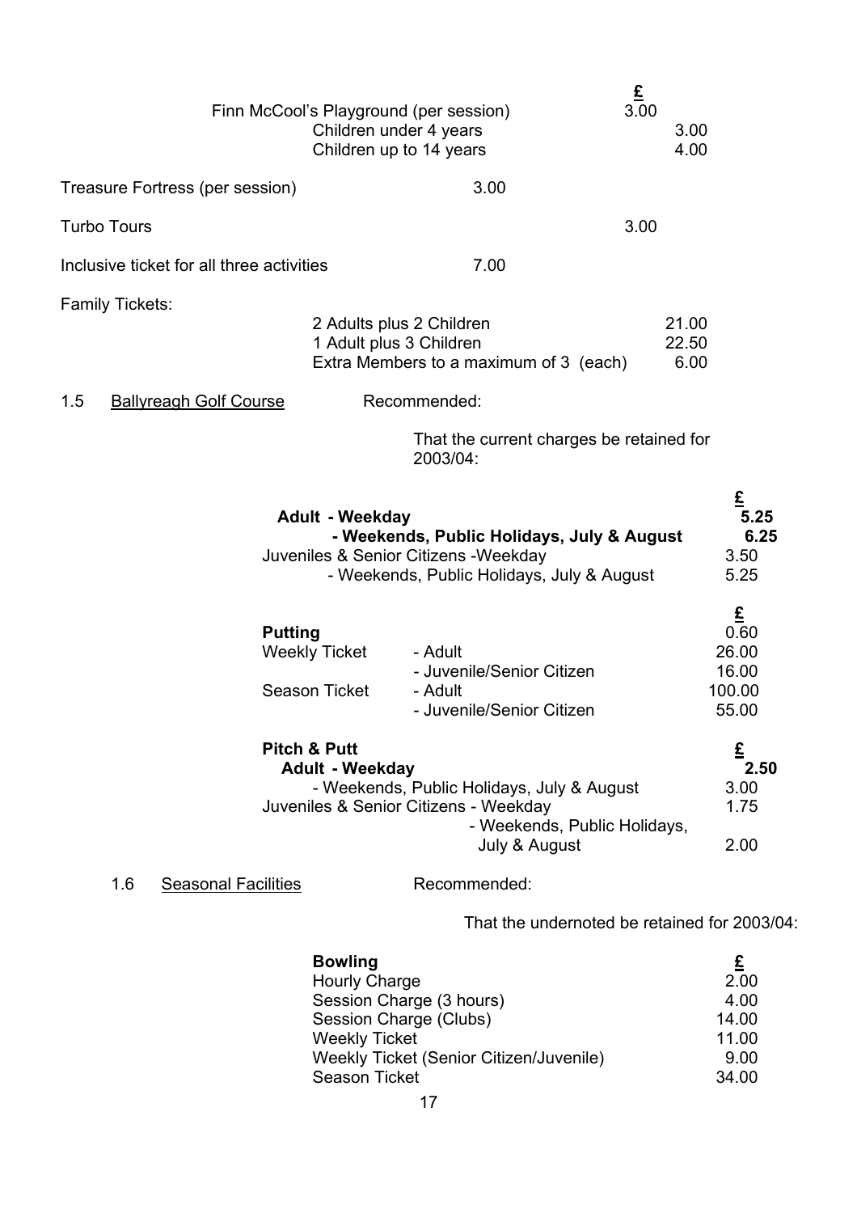| | | £ | |
|---|---|---|---|
| Finn McCool's Playground (per session) | | 3.00 | |
| | Children under 4 years | | 3.00 |
| | Children up to 14 years | | 4.00 |
| Treasure Fortress (per session) | 3.00 | | |
| Turbo Tours | | 3.00 | |
| Inclusive ticket for all three activities | 7.00 | | |

Family Tickets:

| | |
|---|---|
| 2 Adults plus 2 Children | 21.00 |
| 1 Adult plus 3 Children | 22.50 |
| Extra Members to a maximum of 3 (each) | 6.00 |

1.5 Ballyreagh Golf Course — Recommended:

That the current charges be retained for 2003/04:

| | £ |
|---|---|
| **Adult - Weekday** | **5.25** |
| **- Weekends, Public Holidays, July & August** | **6.25** |
| Juveniles & Senior Citizens -Weekday | 3.50 |
| - Weekends, Public Holidays, July & August | 5.25 |

| | | £ |
|---|---|---|
| **Putting** | | 0.60 |
| Weekly Ticket | - Adult | 26.00 |
| | - Juvenile/Senior Citizen | 16.00 |
| Season Ticket | - Adult | 100.00 |
| | - Juvenile/Senior Citizen | 55.00 |

| **Pitch & Putt** | £ |
|---|---|
| **Adult - Weekday** | **2.50** |
| - Weekends, Public Holidays, July & August | 3.00 |
| Juveniles & Senior Citizens - Weekday | 1.75 |
| - Weekends, Public Holidays, July & August | 2.00 |

1.6 Seasonal Facilities — Recommended:

That the undernoted be retained for 2003/04:

| **Bowling** | £ |
|---|---|
| Hourly Charge | 2.00 |
| Session Charge (3 hours) | 4.00 |
| Session Charge (Clubs) | 14.00 |
| Weekly Ticket | 11.00 |
| Weekly Ticket (Senior Citizen/Juvenile) | 9.00 |
| Season Ticket | 34.00 |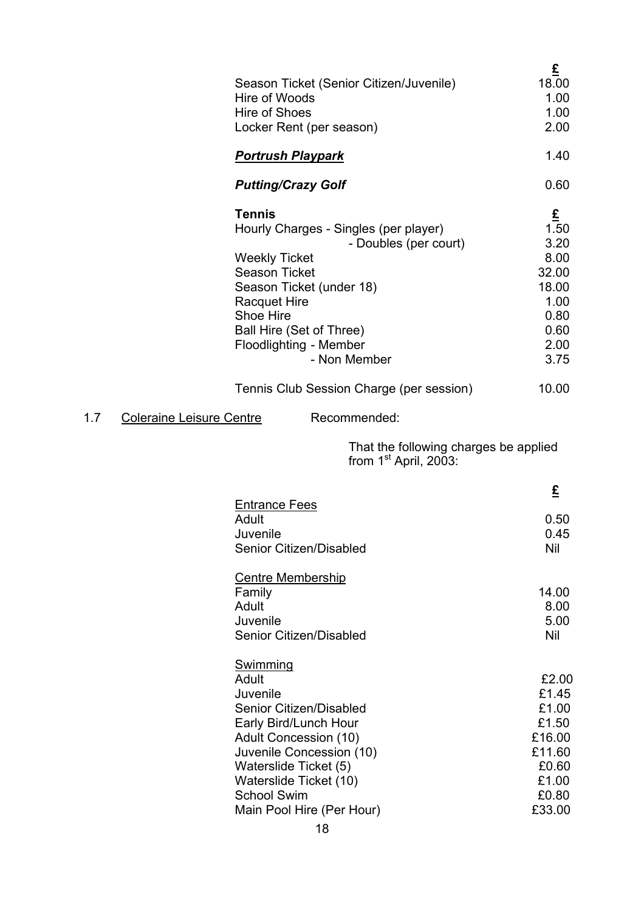| | £ |
|---|---|
| Season Ticket (Senior Citizen/Juvenile) | 18.00 |
| Hire of Woods | 1.00 |
| Hire of Shoes | 1.00 |
| Locker Rent (per season) | 2.00 |

| | |
|---|---|
| ***Portrush Playpark*** | 1.40 |
| ***Putting/Crazy Golf*** | 0.60 |

| **Tennis** | £ |
|---|---|
| Hourly Charges - Singles (per player) | 1.50 |
| - Doubles (per court) | 3.20 |
| Weekly Ticket | 8.00 |
| Season Ticket | 32.00 |
| Season Ticket (under 18) | 18.00 |
| Racquet Hire | 1.00 |
| Shoe Hire | 0.80 |
| Ball Hire (Set of Three) | 0.60 |
| Floodlighting - Member | 2.00 |
| - Non Member | 3.75 |
| Tennis Club Session Charge (per session) | 10.00 |

1.7 Coleraine Leisure Centre    Recommended:

That the following charges be applied from 1st April, 2003:

| | £ |
|---|---|
| **Entrance Fees** | |
| Adult | 0.50 |
| Juvenile | 0.45 |
| Senior Citizen/Disabled | Nil |
| **Centre Membership** | |
| Family | 14.00 |
| Adult | 8.00 |
| Juvenile | 5.00 |
| Senior Citizen/Disabled | Nil |
| **Swimming** | |
| Adult | £2.00 |
| Juvenile | £1.45 |
| Senior Citizen/Disabled | £1.00 |
| Early Bird/Lunch Hour | £1.50 |
| Adult Concession (10) | £16.00 |
| Juvenile Concession (10) | £11.60 |
| Waterslide Ticket (5) | £0.60 |
| Waterslide Ticket (10) | £1.00 |
| School Swim | £0.80 |
| Main Pool Hire (Per Hour) | £33.00 |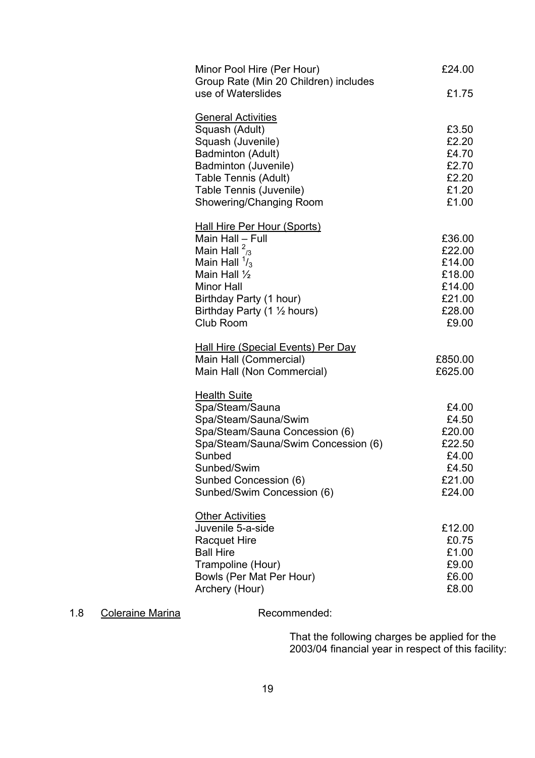| | |
|---|---|
| Minor Pool Hire (Per Hour) | £24.00 |
| Group Rate (Min 20 Children) includes use of Waterslides | £1.75 |
| **General Activities** | |
| Squash (Adult) | £3.50 |
| Squash (Juvenile) | £2.20 |
| Badminton (Adult) | £4.70 |
| Badminton (Juvenile) | £2.70 |
| Table Tennis (Adult) | £2.20 |
| Table Tennis (Juvenile) | £1.20 |
| Showering/Changing Room | £1.00 |
| **Hall Hire Per Hour (Sports)** | |
| Main Hall – Full | £36.00 |
| Main Hall $^{2}/_{3}$ | £22.00 |
| Main Hall $^{1}/_{3}$ | £14.00 |
| Main Hall ½ | £18.00 |
| Minor Hall | £14.00 |
| Birthday Party (1 hour) | £21.00 |
| Birthday Party (1 ½ hours) | £28.00 |
| Club Room | £9.00 |
| **Hall Hire (Special Events) Per Day** | |
| Main Hall (Commercial) | £850.00 |
| Main Hall (Non Commercial) | £625.00 |
| **Health Suite** | |
| Spa/Steam/Sauna | £4.00 |
| Spa/Steam/Sauna/Swim | £4.50 |
| Spa/Steam/Sauna Concession (6) | £20.00 |
| Spa/Steam/Sauna/Swim Concession (6) | £22.50 |
| Sunbed | £4.00 |
| Sunbed/Swim | £4.50 |
| Sunbed Concession (6) | £21.00 |
| Sunbed/Swim Concession (6) | £24.00 |
| **Other Activities** | |
| Juvenile 5-a-side | £12.00 |
| Racquet Hire | £0.75 |
| Ball Hire | £1.00 |
| Trampoline (Hour) | £9.00 |
| Bowls (Per Mat Per Hour) | £6.00 |
| Archery (Hour) | £8.00 |

1.8 Coleraine Marina

Recommended:

That the following charges be applied for the 2003/04 financial year in respect of this facility: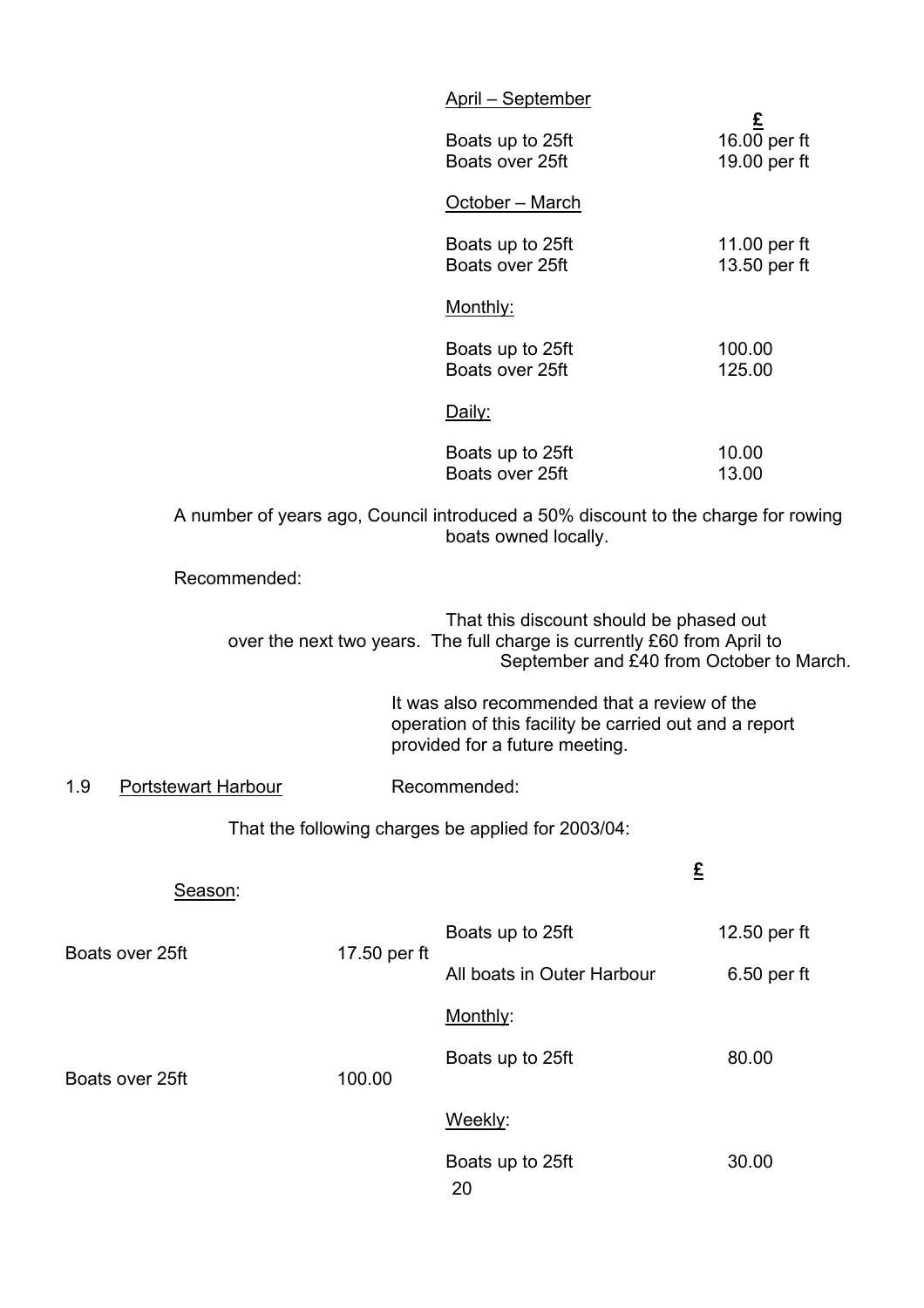April – September

| | £ |
|---|---|
| Boats up to 25ft | 16.00 per ft |
| Boats over 25ft | 19.00 per ft |

October – March

| | |
|---|---|
| Boats up to 25ft | 11.00 per ft |
| Boats over 25ft | 13.50 per ft |

Monthly:

| | |
|---|---|
| Boats up to 25ft | 100.00 |
| Boats over 25ft | 125.00 |

Daily:

| | |
|---|---|
| Boats up to 25ft | 10.00 |
| Boats over 25ft | 13.00 |

A number of years ago, Council introduced a 50% discount to the charge for rowing boats owned locally.

Recommended:

That this discount should be phased out over the next two years. The full charge is currently £60 from April to September and £40 from October to March.

It was also recommended that a review of the operation of this facility be carried out and a report provided for a future meeting.

1.9 Portstewart Harbour — Recommended:

That the following charges be applied for 2003/04:

Season:

| | £ |
|---|---|
| Boats up to 25ft | 12.50 per ft |
| Boats over 25ft | 17.50 per ft |
| All boats in Outer Harbour | 6.50 per ft |

Monthly:

| | |
|---|---|
| Boats up to 25ft | 80.00 |
| Boats over 25ft | 100.00 |

Weekly:

| | |
|---|---|
| Boats up to 25ft | 30.00 |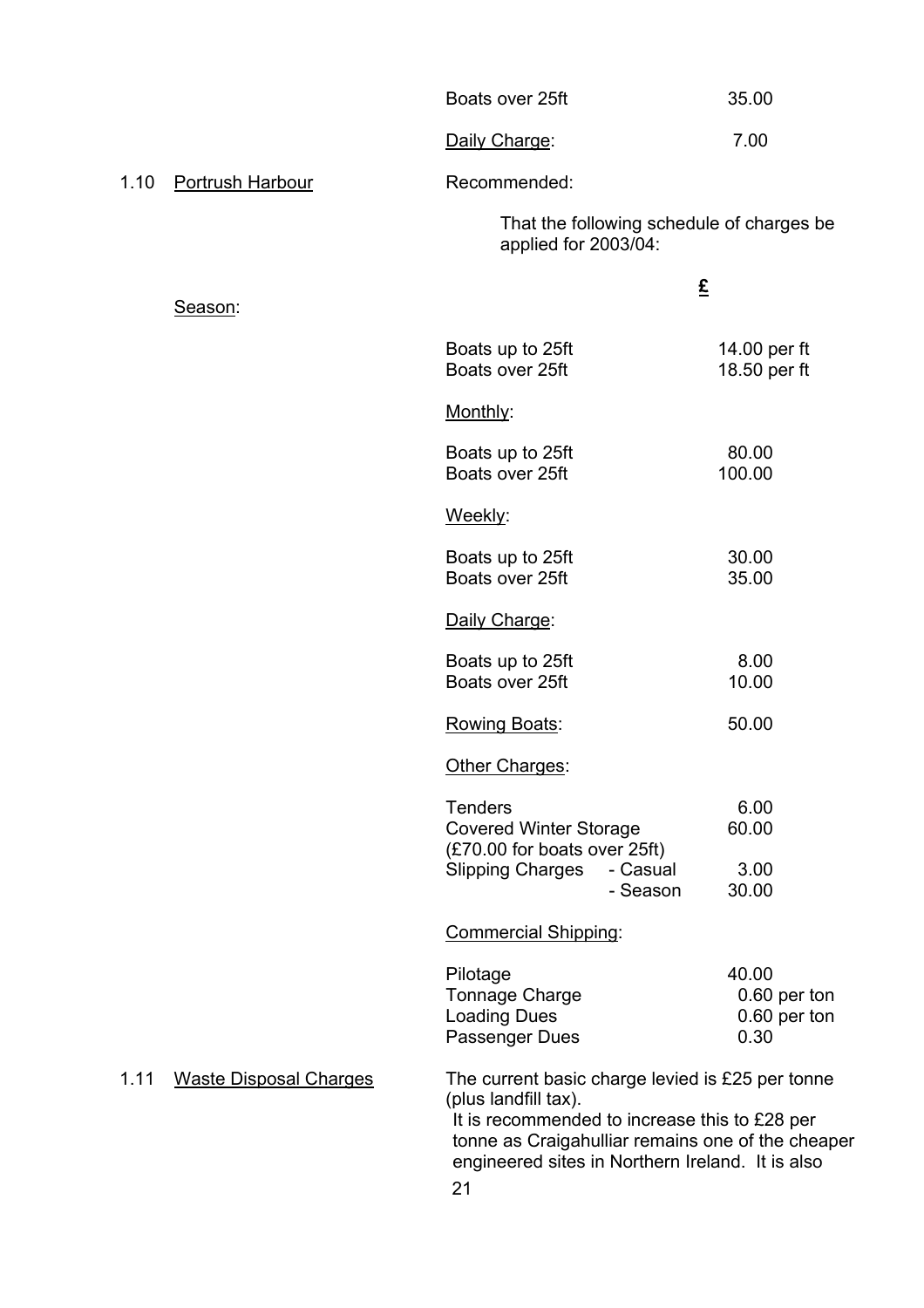| | |
|---|---|
| Boats over 25ft | 35.00 |
| Daily Charge: | 7.00 |

1.10 Portrush Harbour

Recommended:

That the following schedule of charges be applied for 2003/04:

| | £ |
|---|---|
| **Season:** | |
| Boats up to 25ft | 14.00 per ft |
| Boats over 25ft | 18.50 per ft |
| **Monthly:** | |
| Boats up to 25ft | 80.00 |
| Boats over 25ft | 100.00 |
| **Weekly:** | |
| Boats up to 25ft | 30.00 |
| Boats over 25ft | 35.00 |
| **Daily Charge:** | |
| Boats up to 25ft | 8.00 |
| Boats over 25ft | 10.00 |
| **Rowing Boats:** | 50.00 |
| **Other Charges:** | |
| Tenders | 6.00 |
| Covered Winter Storage (£70.00 for boats over 25ft) | 60.00 |
| Slipping Charges - Casual | 3.00 |
| Slipping Charges - Season | 30.00 |
| **Commercial Shipping:** | |
| Pilotage | 40.00 |
| Tonnage Charge | 0.60 per ton |
| Loading Dues | 0.60 per ton |
| Passenger Dues | 0.30 |

1.11 Waste Disposal Charges

The current basic charge levied is £25 per tonne (plus landfill tax).
It is recommended to increase this to £28 per tonne as Craigahulliar remains one of the cheaper engineered sites in Northern Ireland. It is also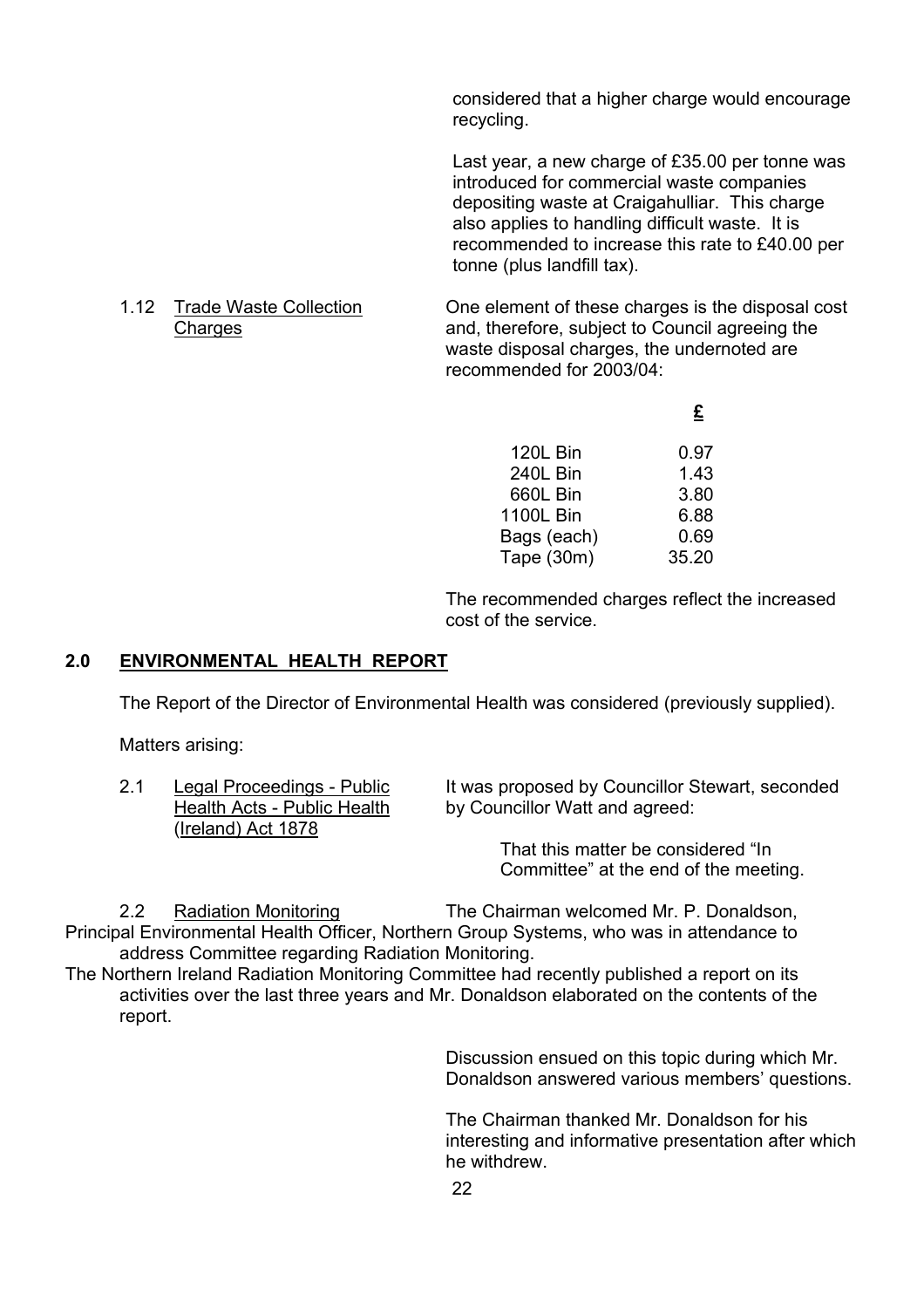considered that a higher charge would encourage recycling.

Last year, a new charge of £35.00 per tonne was introduced for commercial waste companies depositing waste at Craigahulliar. This charge also applies to handling difficult waste. It is recommended to increase this rate to £40.00 per tonne (plus landfill tax).

1.12 Trade Waste Collection Charges

One element of these charges is the disposal cost and, therefore, subject to Council agreeing the waste disposal charges, the undernoted are recommended for 2003/04:

| | £ |
|---|---|
| 120L Bin | 0.97 |
| 240L Bin | 1.43 |
| 660L Bin | 3.80 |
| 1100L Bin | 6.88 |
| Bags (each) | 0.69 |
| Tape (30m) | 35.20 |

The recommended charges reflect the increased cost of the service.

## 2.0 ENVIRONMENTAL HEALTH REPORT

The Report of the Director of Environmental Health was considered (previously supplied).

Matters arising:

2.1 Legal Proceedings - Public Health Acts - Public Health (Ireland) Act 1878

It was proposed by Councillor Stewart, seconded by Councillor Watt and agreed:

> That this matter be considered "In Committee" at the end of the meeting.

2.2 Radiation Monitoring

The Chairman welcomed Mr. P. Donaldson, Principal Environmental Health Officer, Northern Group Systems, who was in attendance to address Committee regarding Radiation Monitoring.

The Northern Ireland Radiation Monitoring Committee had recently published a report on its activities over the last three years and Mr. Donaldson elaborated on the contents of the report.

Discussion ensued on this topic during which Mr. Donaldson answered various members' questions.

The Chairman thanked Mr. Donaldson for his interesting and informative presentation after which he withdrew.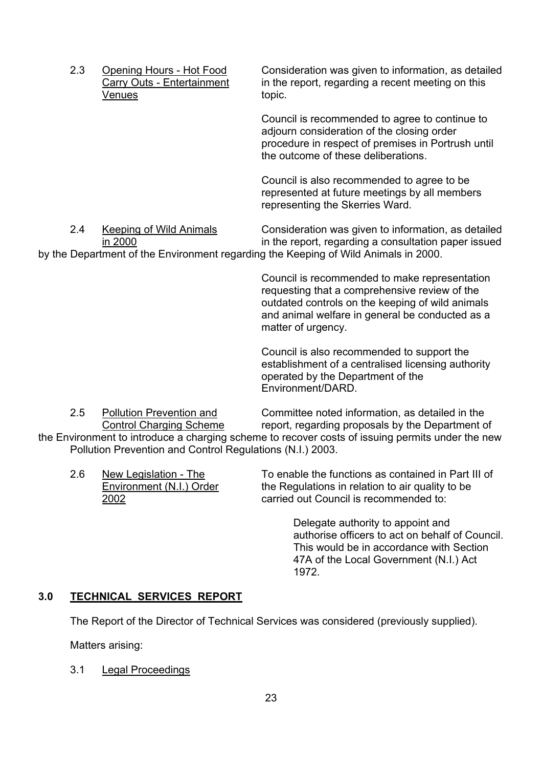2.3 <u>Opening Hours - Hot Food Carry Outs - Entertainment Venues</u>

Consideration was given to information, as detailed in the report, regarding a recent meeting on this topic.

Council is recommended to agree to continue to adjourn consideration of the closing order procedure in respect of premises in Portrush until the outcome of these deliberations.

Council is also recommended to agree to be represented at future meetings by all members representing the Skerries Ward.

2.4 <u>Keeping of Wild Animals in 2000</u>

Consideration was given to information, as detailed in the report, regarding a consultation paper issued by the Department of the Environment regarding the Keeping of Wild Animals in 2000.

Council is recommended to make representation requesting that a comprehensive review of the outdated controls on the keeping of wild animals and animal welfare in general be conducted as a matter of urgency.

Council is also recommended to support the establishment of a centralised licensing authority operated by the Department of the Environment/DARD.

2.5 <u>Pollution Prevention and Control Charging Scheme</u>

Committee noted information, as detailed in the report, regarding proposals by the Department of the Environment to introduce a charging scheme to recover costs of issuing permits under the new Pollution Prevention and Control Regulations (N.I.) 2003.

2.6 <u>New Legislation - The Environment (N.I.) Order 2002</u>

To enable the functions as contained in Part III of the Regulations in relation to air quality to be carried out Council is recommended to:

> Delegate authority to appoint and authorise officers to act on behalf of Council. This would be in accordance with Section 47A of the Local Government (N.I.) Act 1972.

## 3.0 TECHNICAL SERVICES REPORT

The Report of the Director of Technical Services was considered (previously supplied).

Matters arising:

3.1 <u>Legal Proceedings</u>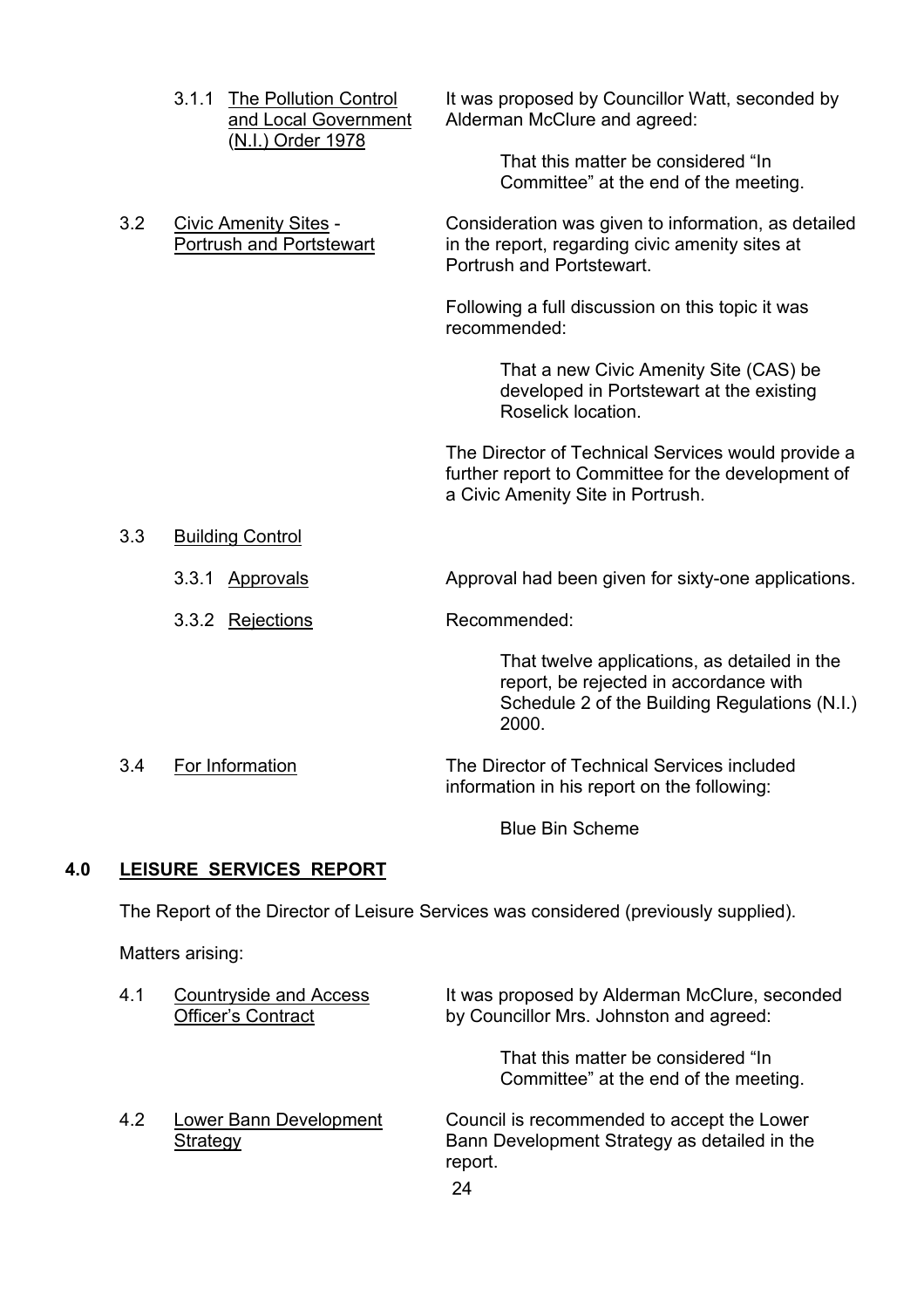3.1.1 The Pollution Control and Local Government (N.I.) Order 1978

It was proposed by Councillor Watt, seconded by Alderman McClure and agreed:

> That this matter be considered "In Committee" at the end of the meeting.

3.2 Civic Amenity Sites - Portrush and Portstewart

Consideration was given to information, as detailed in the report, regarding civic amenity sites at Portrush and Portstewart.

Following a full discussion on this topic it was recommended:

> That a new Civic Amenity Site (CAS) be developed in Portstewart at the existing Roselick location.

The Director of Technical Services would provide a further report to Committee for the development of a Civic Amenity Site in Portrush.

3.3 Building Control

3.3.1 Approvals

Approval had been given for sixty-one applications.

3.3.2 Rejections

Recommended:

> That twelve applications, as detailed in the report, be rejected in accordance with Schedule 2 of the Building Regulations (N.I.) 2000.

3.4 For Information

The Director of Technical Services included information in his report on the following:

> Blue Bin Scheme

## 4.0 LEISURE SERVICES REPORT

The Report of the Director of Leisure Services was considered (previously supplied).

Matters arising:

4.1 Countryside and Access Officer's Contract

It was proposed by Alderman McClure, seconded by Councillor Mrs. Johnston and agreed:

> That this matter be considered "In Committee" at the end of the meeting.

4.2 Lower Bann Development Strategy

Council is recommended to accept the Lower Bann Development Strategy as detailed in the report.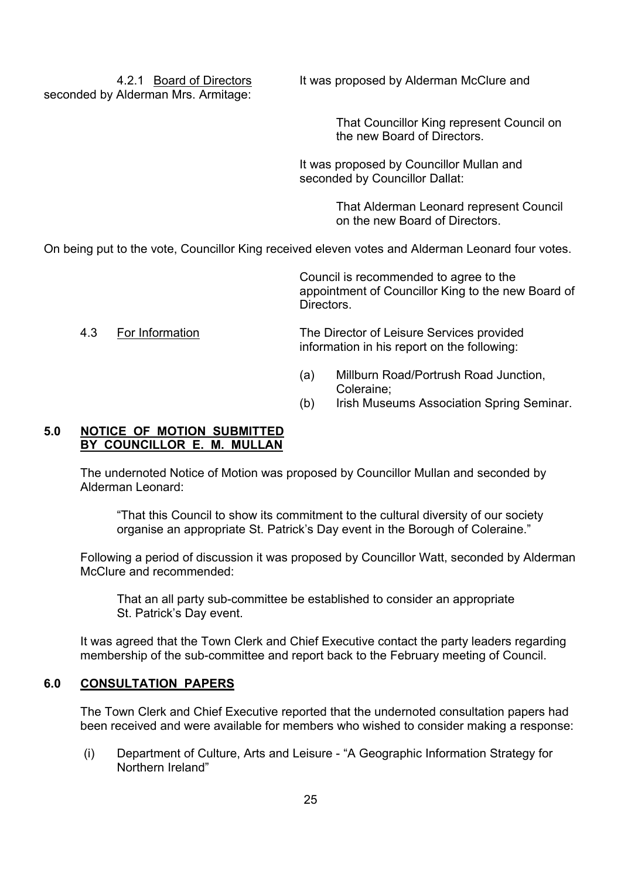4.2.1 Board of Directors

It was proposed by Alderman McClure and seconded by Alderman Mrs. Armitage:

> That Councillor King represent Council on the new Board of Directors.

It was proposed by Councillor Mullan and seconded by Councillor Dallat:

> That Alderman Leonard represent Council on the new Board of Directors.

On being put to the vote, Councillor King received eleven votes and Alderman Leonard four votes.

Council is recommended to agree to the appointment of Councillor King to the new Board of Directors.

4.3 For Information

The Director of Leisure Services provided information in his report on the following:

(a) Millburn Road/Portrush Road Junction, Coleraine;
(b) Irish Museums Association Spring Seminar.

## 5.0 NOTICE OF MOTION SUBMITTED BY COUNCILLOR E. M. MULLAN

The undernoted Notice of Motion was proposed by Councillor Mullan and seconded by Alderman Leonard:

> "That this Council to show its commitment to the cultural diversity of our society organise an appropriate St. Patrick's Day event in the Borough of Coleraine."

Following a period of discussion it was proposed by Councillor Watt, seconded by Alderman McClure and recommended:

> That an all party sub-committee be established to consider an appropriate St. Patrick's Day event.

It was agreed that the Town Clerk and Chief Executive contact the party leaders regarding membership of the sub-committee and report back to the February meeting of Council.

## 6.0 CONSULTATION PAPERS

The Town Clerk and Chief Executive reported that the undernoted consultation papers had been received and were available for members who wished to consider making a response:

(i) Department of Culture, Arts and Leisure - "A Geographic Information Strategy for Northern Ireland"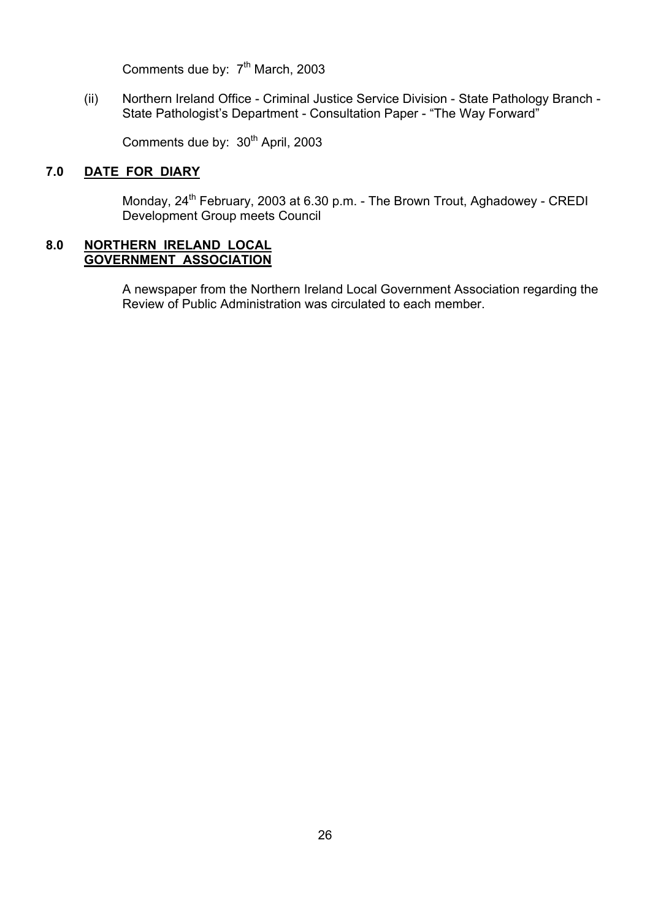Comments due by: 7th March, 2003

(ii) Northern Ireland Office - Criminal Justice Service Division - State Pathology Branch - State Pathologist's Department - Consultation Paper - "The Way Forward"

Comments due by: 30th April, 2003

## 7.0 DATE FOR DIARY

Monday, 24th February, 2003 at 6.30 p.m. - The Brown Trout, Aghadowey - CREDI Development Group meets Council

## 8.0 NORTHERN IRELAND LOCAL GOVERNMENT ASSOCIATION

A newspaper from the Northern Ireland Local Government Association regarding the Review of Public Administration was circulated to each member.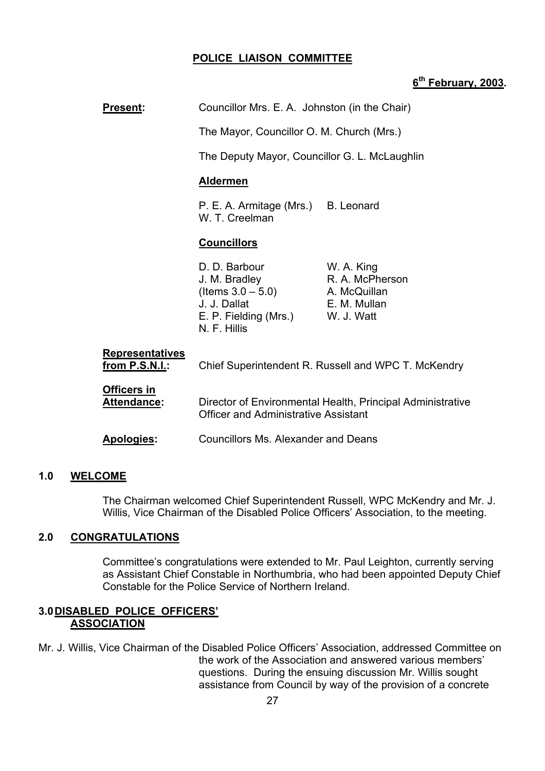**POLICE LIAISON COMMITTEE**

**6th February, 2003.**

**Present:** Councillor Mrs. E. A. Johnston (in the Chair)

The Mayor, Councillor O. M. Church (Mrs.)

The Deputy Mayor, Councillor G. L. McLaughlin

**Aldermen**

P. E. A. Armitage (Mrs.) B. Leonard
W. T. Creelman

**Councillors**

| | |
|---|---|
| D. D. Barbour | W. A. King |
| J. M. Bradley (Items 3.0 – 5.0) | R. A. McPherson |
| J. J. Dallat | A. McQuillan |
| E. P. Fielding (Mrs.) | E. M. Mullan |
| N. F. Hillis | W. J. Watt |

**Representatives from P.S.N.I.:** Chief Superintendent R. Russell and WPC T. McKendry

**Officers in Attendance:** Director of Environmental Health, Principal Administrative Officer and Administrative Assistant

**Apologies:** Councillors Ms. Alexander and Deans

## 1.0 WELCOME

The Chairman welcomed Chief Superintendent Russell, WPC McKendry and Mr. J. Willis, Vice Chairman of the Disabled Police Officers' Association, to the meeting.

## 2.0 CONGRATULATIONS

Committee's congratulations were extended to Mr. Paul Leighton, currently serving as Assistant Chief Constable in Northumbria, who had been appointed Deputy Chief Constable for the Police Service of Northern Ireland.

## 3.0 DISABLED POLICE OFFICERS' ASSOCIATION

Mr. J. Willis, Vice Chairman of the Disabled Police Officers' Association, addressed Committee on the work of the Association and answered various members' questions. During the ensuing discussion Mr. Willis sought assistance from Council by way of the provision of a concrete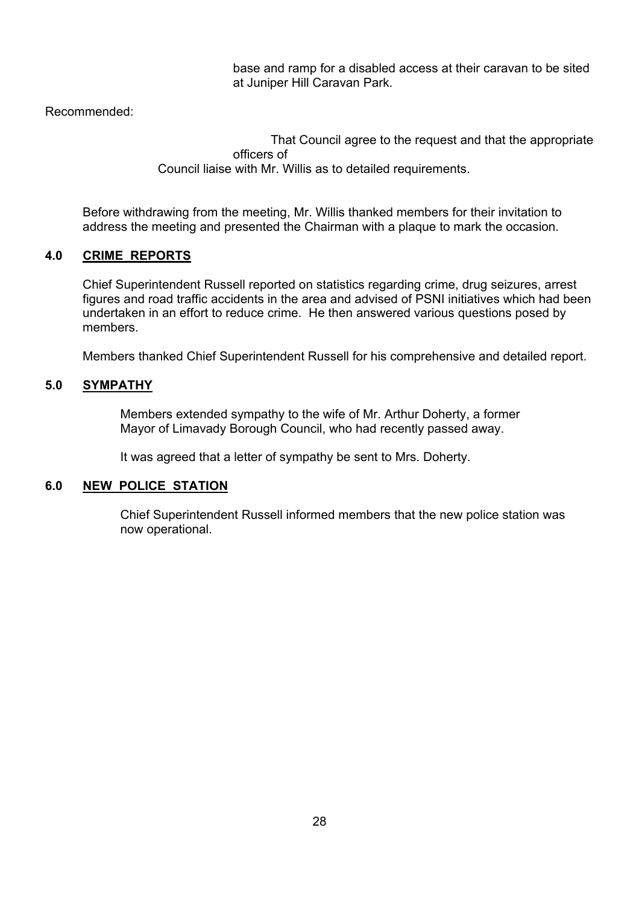base and ramp for a disabled access at their caravan to be sited at Juniper Hill Caravan Park.

Recommended:

That Council agree to the request and that the appropriate officers of Council liaise with Mr. Willis as to detailed requirements.

Before withdrawing from the meeting, Mr. Willis thanked members for their invitation to address the meeting and presented the Chairman with a plaque to mark the occasion.

## 4.0 CRIME REPORTS

Chief Superintendent Russell reported on statistics regarding crime, drug seizures, arrest figures and road traffic accidents in the area and advised of PSNI initiatives which had been undertaken in an effort to reduce crime. He then answered various questions posed by members.

Members thanked Chief Superintendent Russell for his comprehensive and detailed report.

## 5.0 SYMPATHY

Members extended sympathy to the wife of Mr. Arthur Doherty, a former Mayor of Limavady Borough Council, who had recently passed away.

It was agreed that a letter of sympathy be sent to Mrs. Doherty.

## 6.0 NEW POLICE STATION

Chief Superintendent Russell informed members that the new police station was now operational.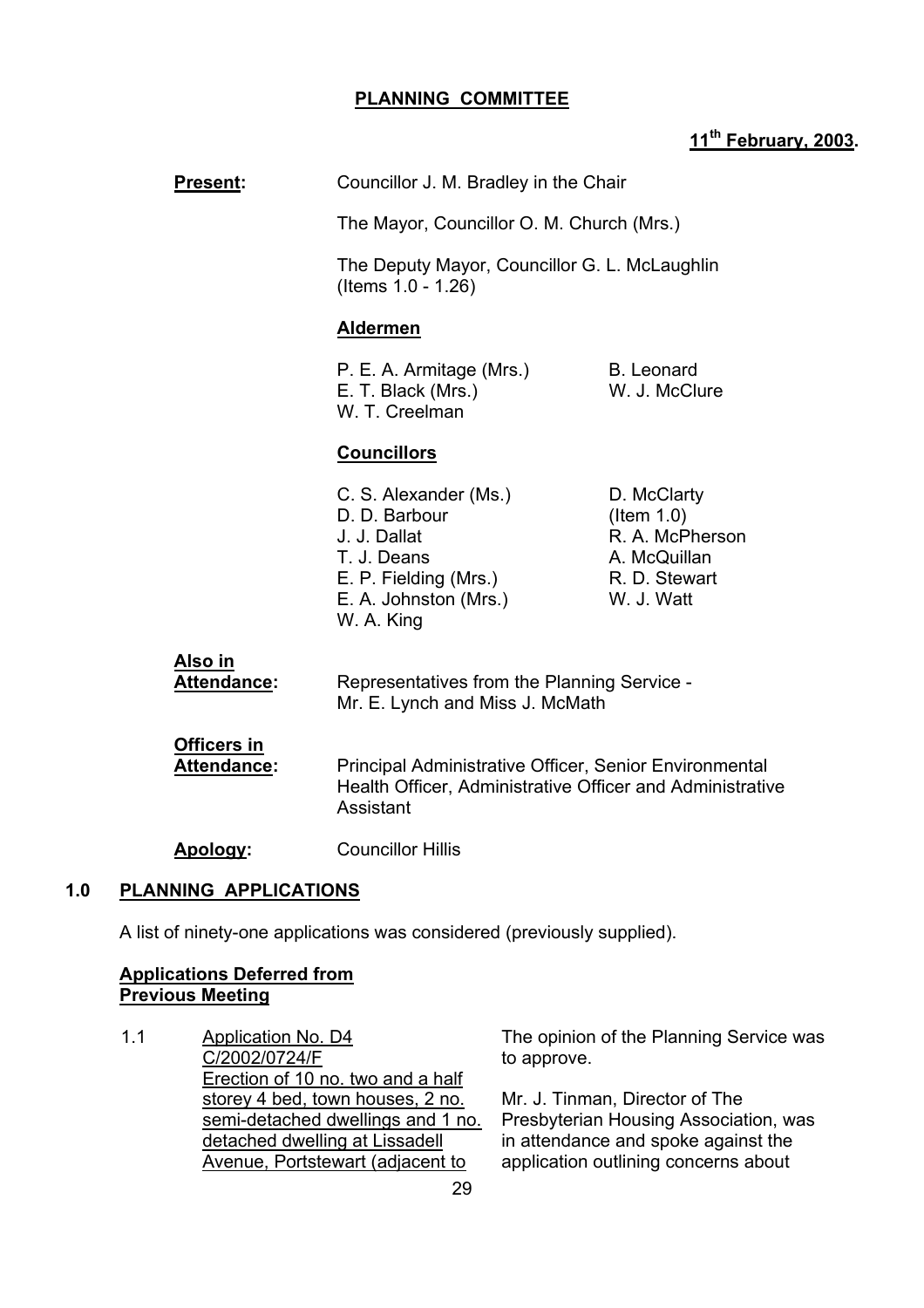**PLANNING COMMITTEE**

**11th February, 2003.**

**Present:** Councillor J. M. Bradley in the Chair

The Mayor, Councillor O. M. Church (Mrs.)

The Deputy Mayor, Councillor G. L. McLaughlin (Items 1.0 - 1.26)

**Aldermen**

P. E. A. Armitage (Mrs.)
E. T. Black (Mrs.)
W. T. Creelman
B. Leonard
W. J. McClure

**Councillors**

C. S. Alexander (Ms.)
D. D. Barbour
J. J. Dallat
T. J. Deans
E. P. Fielding (Mrs.)
E. A. Johnston (Mrs.)
W. A. King
D. McClarty (Item 1.0)
R. A. McPherson
A. McQuillan
R. D. Stewart
W. J. Watt

**Also in Attendance:** Representatives from the Planning Service - Mr. E. Lynch and Miss J. McMath

**Officers in Attendance:** Principal Administrative Officer, Senior Environmental Health Officer, Administrative Officer and Administrative Assistant

**Apology:** Councillor Hillis

## 1.0 PLANNING APPLICATIONS

A list of ninety-one applications was considered (previously supplied).

**Applications Deferred from Previous Meeting**

1.1 Application No. D4 C/2002/0724/F Erection of 10 no. two and a half storey 4 bed, town houses, 2 no. semi-detached dwellings and 1 no. detached dwelling at Lissadell Avenue, Portstewart (adjacent to

The opinion of the Planning Service was to approve.

Mr. J. Tinman, Director of The Presbyterian Housing Association, was in attendance and spoke against the application outlining concerns about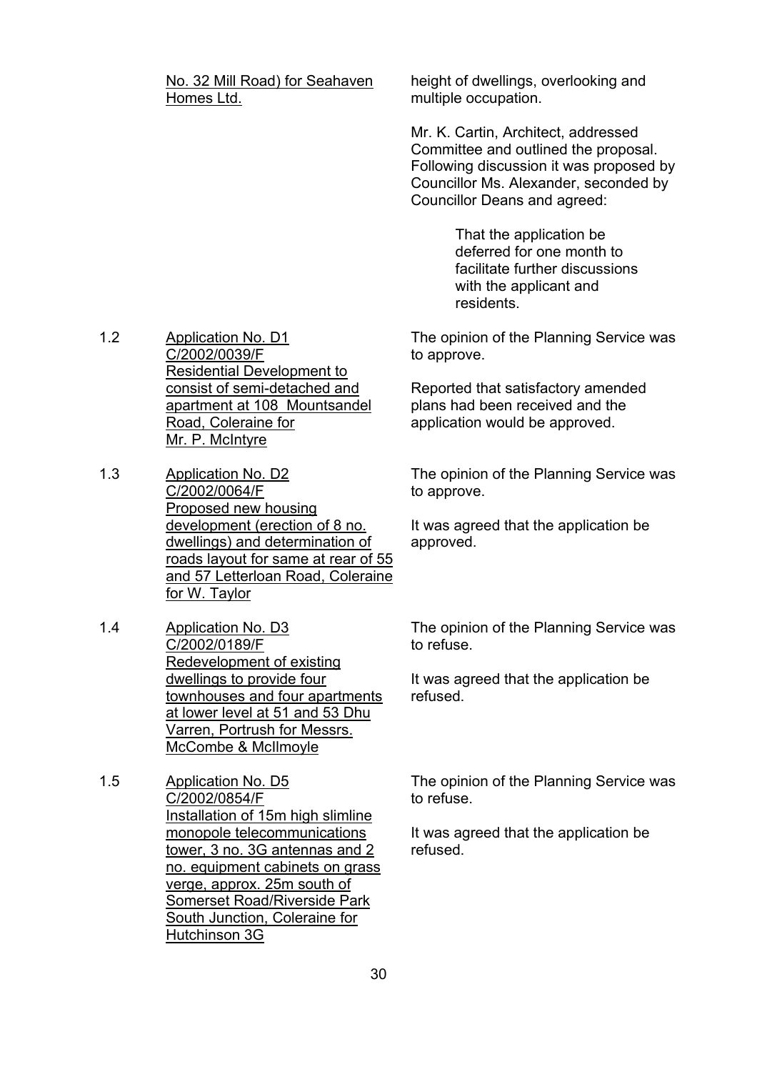No. 32 Mill Road) for Seahaven Homes Ltd.

height of dwellings, overlooking and multiple occupation.

Mr. K. Cartin, Architect, addressed Committee and outlined the proposal. Following discussion it was proposed by Councillor Ms. Alexander, seconded by Councillor Deans and agreed:

> That the application be deferred for one month to facilitate further discussions with the applicant and residents.

1.2 Application No. D1 C/2002/0039/F Residential Development to consist of semi-detached and apartment at 108 Mountsandel Road, Coleraine for Mr. P. McIntyre

The opinion of the Planning Service was to approve.

Reported that satisfactory amended plans had been received and the application would be approved.

1.3 Application No. D2 C/2002/0064/F Proposed new housing development (erection of 8 no. dwellings) and determination of roads layout for same at rear of 55 and 57 Letterloan Road, Coleraine for W. Taylor

The opinion of the Planning Service was to approve.

It was agreed that the application be approved.

1.4 Application No. D3 C/2002/0189/F Redevelopment of existing dwellings to provide four townhouses and four apartments at lower level at 51 and 53 Dhu Varren, Portrush for Messrs. McCombe & McIlmoyle

The opinion of the Planning Service was to refuse.

It was agreed that the application be refused.

1.5 Application No. D5 C/2002/0854/F Installation of 15m high slimline monopole telecommunications tower, 3 no. 3G antennas and 2 no. equipment cabinets on grass verge, approx. 25m south of Somerset Road/Riverside Park South Junction, Coleraine for Hutchinson 3G

The opinion of the Planning Service was to refuse.

It was agreed that the application be refused.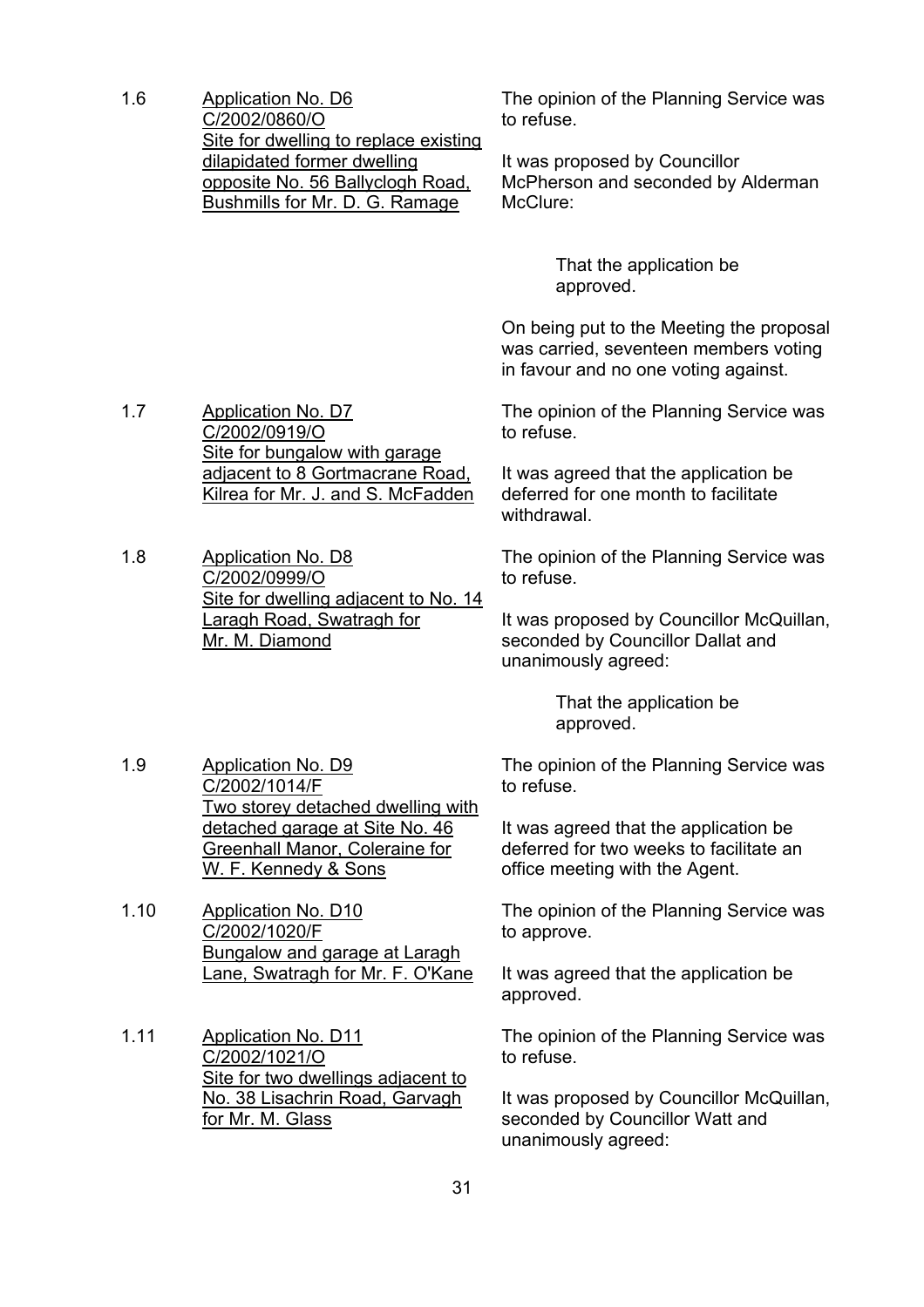1.6 Application No. D6
C/2002/0860/O
Site for dwelling to replace existing dilapidated former dwelling opposite No. 56 Ballyclogh Road, Bushmills for Mr. D. G. Ramage

The opinion of the Planning Service was to refuse.

It was proposed by Councillor McPherson and seconded by Alderman McClure:

> That the application be approved.

On being put to the Meeting the proposal was carried, seventeen members voting in favour and no one voting against.

1.7 Application No. D7
C/2002/0919/O
Site for bungalow with garage adjacent to 8 Gortmacrane Road, Kilrea for Mr. J. and S. McFadden

The opinion of the Planning Service was to refuse.

It was agreed that the application be deferred for one month to facilitate withdrawal.

1.8 Application No. D8
C/2002/0999/O
Site for dwelling adjacent to No. 14 Laragh Road, Swatragh for Mr. M. Diamond

The opinion of the Planning Service was to refuse.

It was proposed by Councillor McQuillan, seconded by Councillor Dallat and unanimously agreed:

> That the application be approved.

1.9 Application No. D9
C/2002/1014/F
Two storey detached dwelling with detached garage at Site No. 46 Greenhall Manor, Coleraine for W. F. Kennedy & Sons

The opinion of the Planning Service was to refuse.

It was agreed that the application be deferred for two weeks to facilitate an office meeting with the Agent.

1.10 Application No. D10
C/2002/1020/F
Bungalow and garage at Laragh Lane, Swatragh for Mr. F. O'Kane

The opinion of the Planning Service was to approve.

It was agreed that the application be approved.

1.11 Application No. D11
C/2002/1021/O
Site for two dwellings adjacent to No. 38 Lisachrin Road, Garvagh for Mr. M. Glass

The opinion of the Planning Service was to refuse.

It was proposed by Councillor McQuillan, seconded by Councillor Watt and unanimously agreed: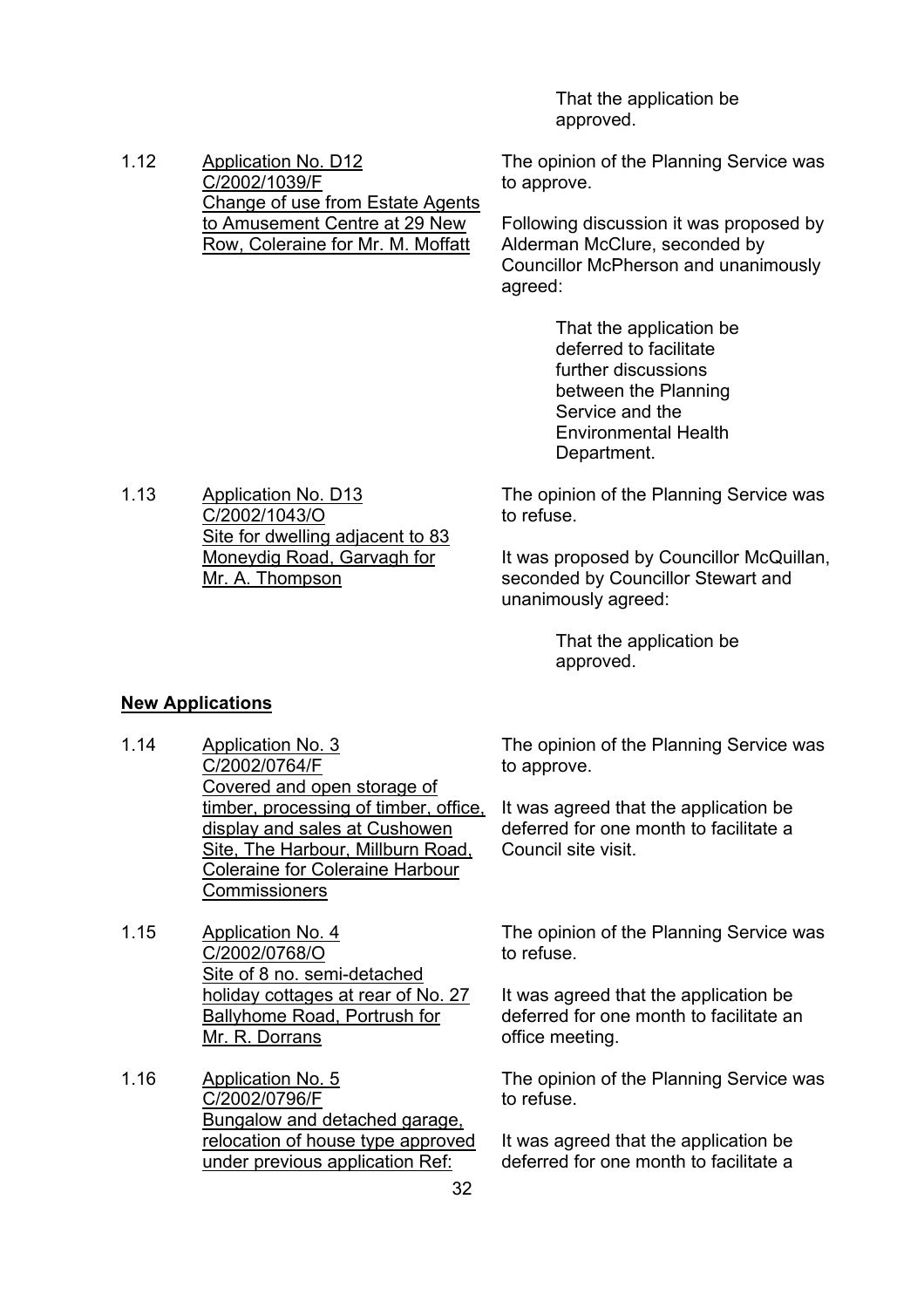That the application be approved.

1.12 Application No. D12
C/2002/1039/F
Change of use from Estate Agents to Amusement Centre at 29 New Row, Coleraine for Mr. M. Moffatt

The opinion of the Planning Service was to approve.

Following discussion it was proposed by Alderman McClure, seconded by Councillor McPherson and unanimously agreed:

That the application be deferred to facilitate further discussions between the Planning Service and the Environmental Health Department.

1.13 Application No. D13
C/2002/1043/O
Site for dwelling adjacent to 83 Moneydig Road, Garvagh for Mr. A. Thompson

The opinion of the Planning Service was to refuse.

It was proposed by Councillor McQuillan, seconded by Councillor Stewart and unanimously agreed:

That the application be approved.

**New Applications**

1.14 Application No. 3
C/2002/0764/F
Covered and open storage of timber, processing of timber, office, display and sales at Cushowen Site, The Harbour, Millburn Road, Coleraine for Coleraine Harbour Commissioners

The opinion of the Planning Service was to approve.

It was agreed that the application be deferred for one month to facilitate a Council site visit.

1.15 Application No. 4
C/2002/0768/O
Site of 8 no. semi-detached holiday cottages at rear of No. 27 Ballyhome Road, Portrush for Mr. R. Dorrans

The opinion of the Planning Service was to refuse.

It was agreed that the application be deferred for one month to facilitate an office meeting.

1.16 Application No. 5
C/2002/0796/F
Bungalow and detached garage, relocation of house type approved under previous application Ref:

The opinion of the Planning Service was to refuse.

It was agreed that the application be deferred for one month to facilitate a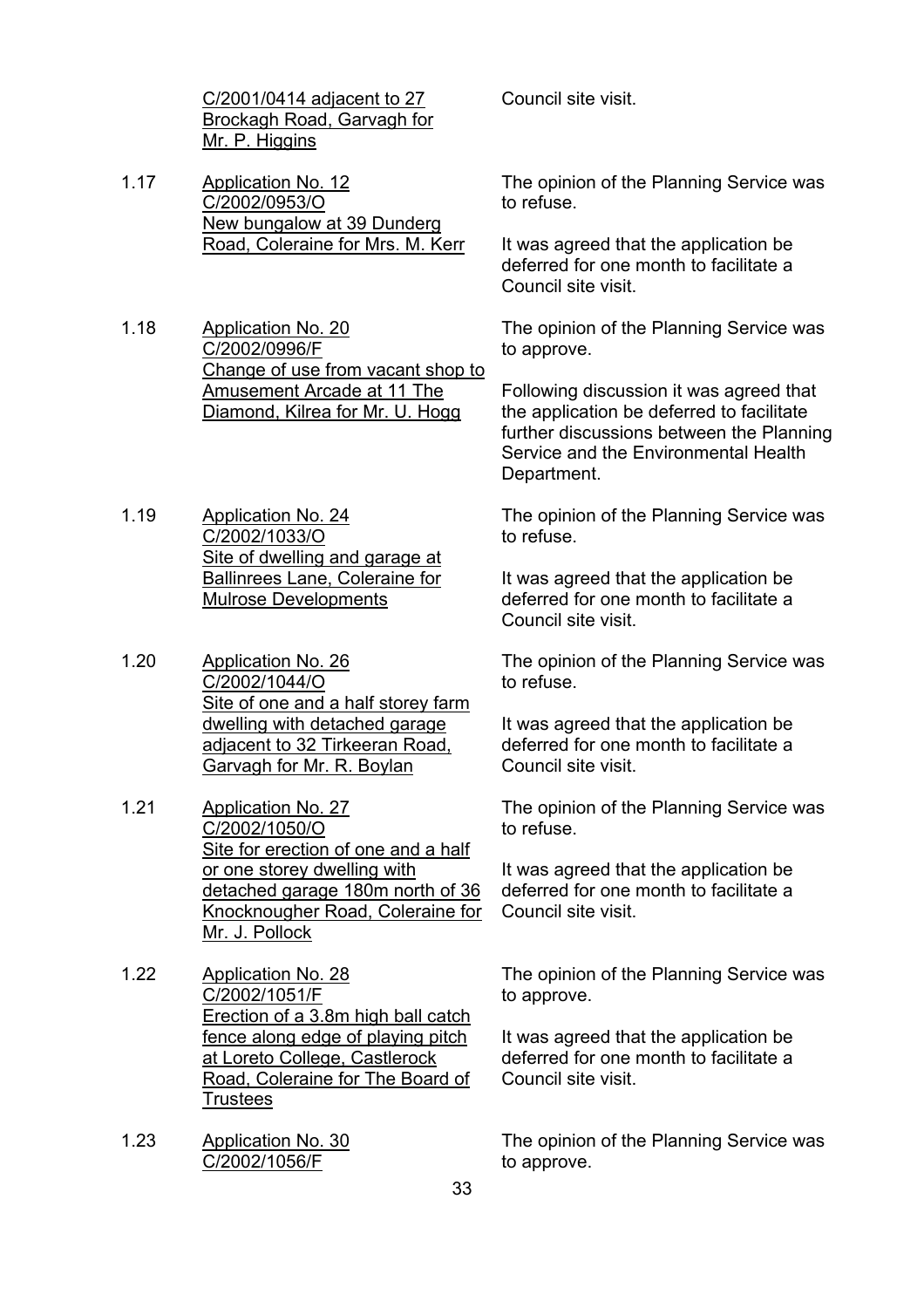| | | |
|---|---|---|
| | <u>C/2001/0414 adjacent to 27 Brockagh Road, Garvagh for Mr. P. Higgins</u> | Council site visit. |
| 1.17 | <u>Application No. 12 C/2002/0953/O New bungalow at 39 Dunderg Road, Coleraine for Mrs. M. Kerr</u> | The opinion of the Planning Service was to refuse.<br><br>It was agreed that the application be deferred for one month to facilitate a Council site visit. |
| 1.18 | <u>Application No. 20 C/2002/0996/F Change of use from vacant shop to Amusement Arcade at 11 The Diamond, Kilrea for Mr. U. Hogg</u> | The opinion of the Planning Service was to approve.<br><br>Following discussion it was agreed that the application be deferred to facilitate further discussions between the Planning Service and the Environmental Health Department. |
| 1.19 | <u>Application No. 24 C/2002/1033/O Site of dwelling and garage at Ballinrees Lane, Coleraine for Mulrose Developments</u> | The opinion of the Planning Service was to refuse.<br><br>It was agreed that the application be deferred for one month to facilitate a Council site visit. |
| 1.20 | <u>Application No. 26 C/2002/1044/O Site of one and a half storey farm dwelling with detached garage adjacent to 32 Tirkeeran Road, Garvagh for Mr. R. Boylan</u> | The opinion of the Planning Service was to refuse.<br><br>It was agreed that the application be deferred for one month to facilitate a Council site visit. |
| 1.21 | <u>Application No. 27 C/2002/1050/O Site for erection of one and a half or one storey dwelling with detached garage 180m north of 36 Knocknougher Road, Coleraine for Mr. J. Pollock</u> | The opinion of the Planning Service was to refuse.<br><br>It was agreed that the application be deferred for one month to facilitate a Council site visit. |
| 1.22 | <u>Application No. 28 C/2002/1051/F Erection of a 3.8m high ball catch fence along edge of playing pitch at Loreto College, Castlerock Road, Coleraine for The Board of Trustees</u> | The opinion of the Planning Service was to approve.<br><br>It was agreed that the application be deferred for one month to facilitate a Council site visit. |
| 1.23 | <u>Application No. 30 C/2002/1056/F</u> | The opinion of the Planning Service was to approve. |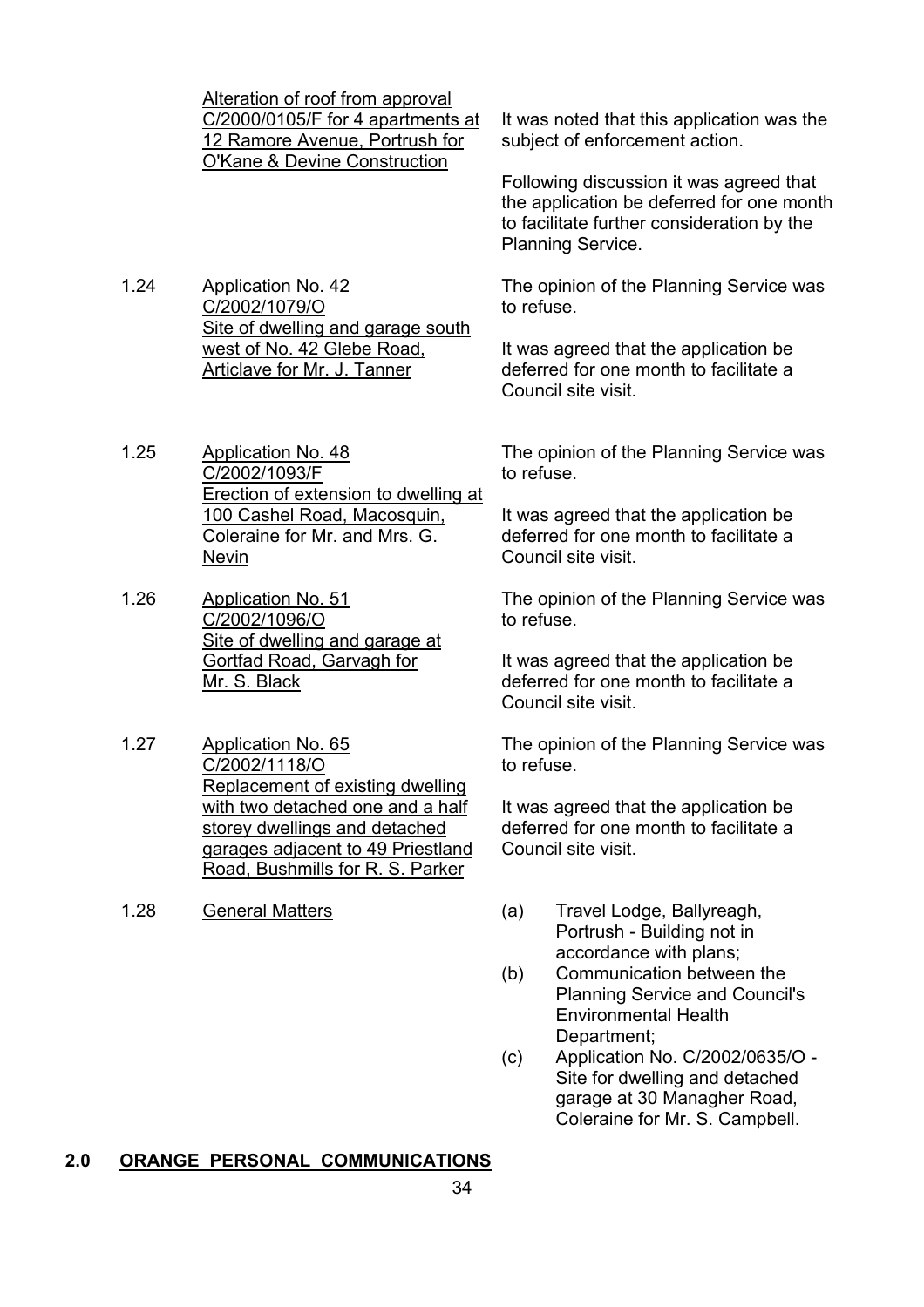| | | |
|---|---|---|
| | Alteration of roof from approval C/2000/0105/F for 4 apartments at 12 Ramore Avenue, Portrush for O'Kane & Devine Construction | It was noted that this application was the subject of enforcement action.<br><br>Following discussion it was agreed that the application be deferred for one month to facilitate further consideration by the Planning Service. |
| 1.24 | Application No. 42<br>C/2002/1079/O<br>Site of dwelling and garage south west of No. 42 Glebe Road, Articlave for Mr. J. Tanner | The opinion of the Planning Service was to refuse.<br><br>It was agreed that the application be deferred for one month to facilitate a Council site visit. |
| 1.25 | Application No. 48<br>C/2002/1093/F<br>Erection of extension to dwelling at 100 Cashel Road, Macosquin, Coleraine for Mr. and Mrs. G. Nevin | The opinion of the Planning Service was to refuse.<br><br>It was agreed that the application be deferred for one month to facilitate a Council site visit. |
| 1.26 | Application No. 51<br>C/2002/1096/O<br>Site of dwelling and garage at Gortfad Road, Garvagh for Mr. S. Black | The opinion of the Planning Service was to refuse.<br><br>It was agreed that the application be deferred for one month to facilitate a Council site visit. |
| 1.27 | Application No. 65<br>C/2002/1118/O<br>Replacement of existing dwelling with two detached one and a half storey dwellings and detached garages adjacent to 49 Priestland Road, Bushmills for R. S. Parker | The opinion of the Planning Service was to refuse.<br><br>It was agreed that the application be deferred for one month to facilitate a Council site visit. |
| 1.28 | General Matters | (a) Travel Lodge, Ballyreagh, Portrush - Building not in accordance with plans;<br>(b) Communication between the Planning Service and Council's Environmental Health Department;<br>(c) Application No. C/2002/0635/O - Site for dwelling and detached garage at 30 Managher Road, Coleraine for Mr. S. Campbell. |

## 2.0 ORANGE PERSONAL COMMUNICATIONS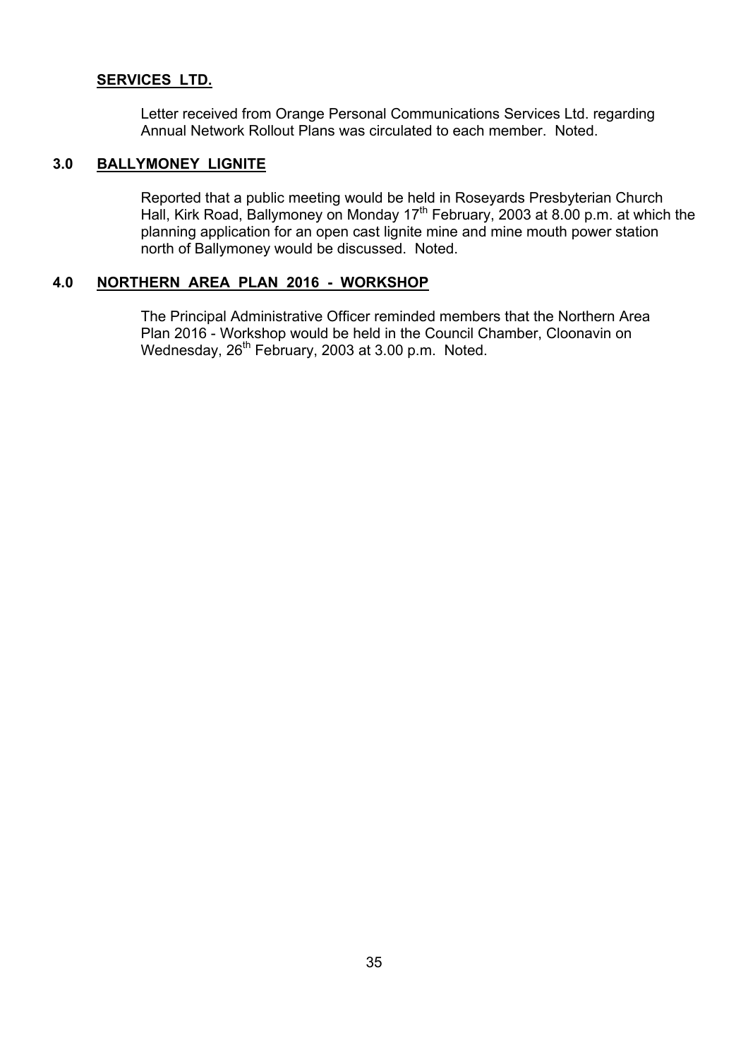**SERVICES LTD.**

Letter received from Orange Personal Communications Services Ltd. regarding Annual Network Rollout Plans was circulated to each member. Noted.

**3.0 BALLYMONEY LIGNITE**

Reported that a public meeting would be held in Roseyards Presbyterian Church Hall, Kirk Road, Ballymoney on Monday 17th February, 2003 at 8.00 p.m. at which the planning application for an open cast lignite mine and mine mouth power station north of Ballymoney would be discussed. Noted.

**4.0 NORTHERN AREA PLAN 2016 - WORKSHOP**

The Principal Administrative Officer reminded members that the Northern Area Plan 2016 - Workshop would be held in the Council Chamber, Cloonavin on Wednesday, 26th February, 2003 at 3.00 p.m. Noted.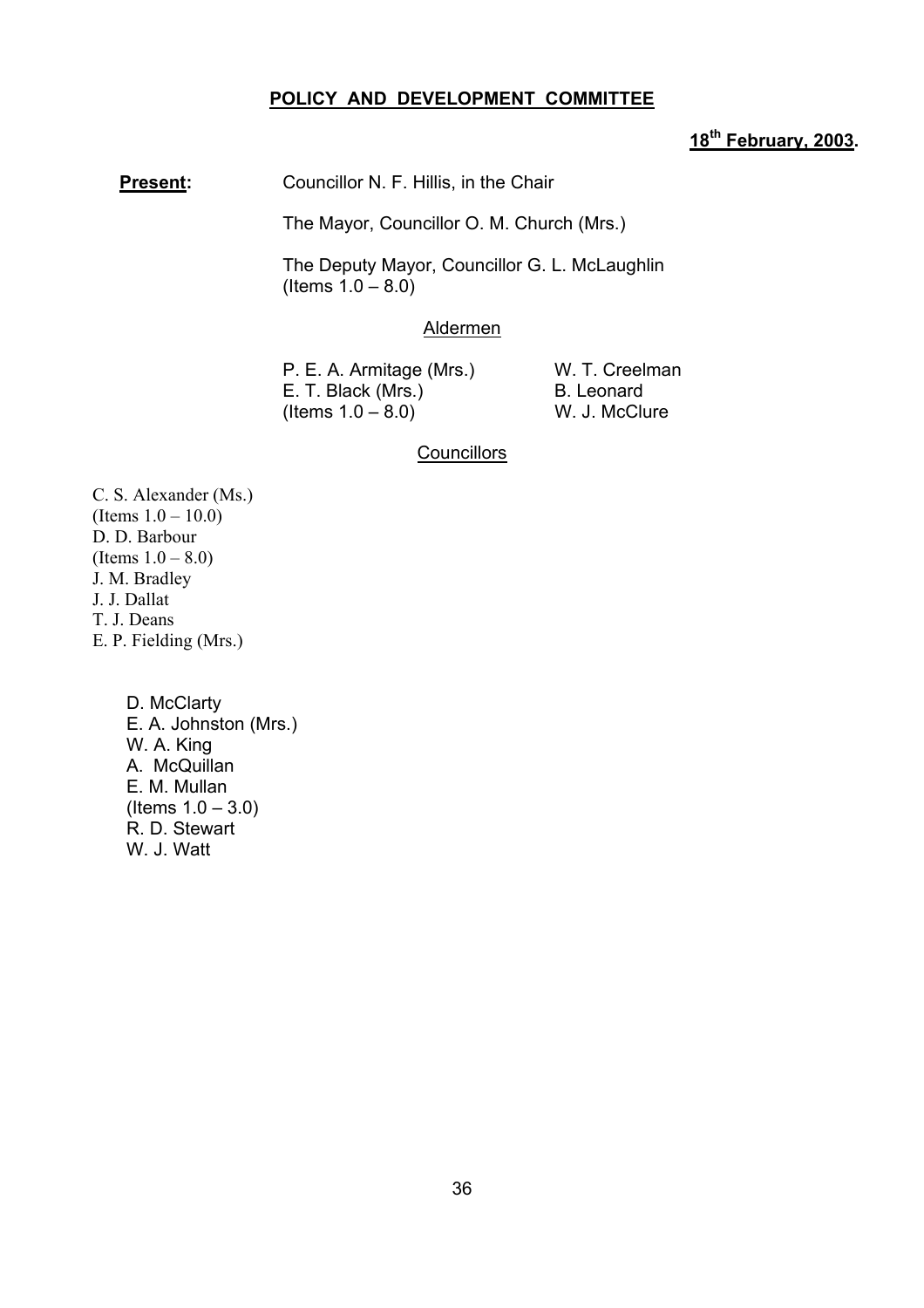**POLICY AND DEVELOPMENT COMMITTEE**

**18th February, 2003.**

**Present:** Councillor N. F. Hillis, in the Chair

The Mayor, Councillor O. M. Church (Mrs.)

The Deputy Mayor, Councillor G. L. McLaughlin (Items 1.0 – 8.0)

Aldermen

P. E. A. Armitage (Mrs.)
E. T. Black (Mrs.)
(Items 1.0 – 8.0)
W. T. Creelman
B. Leonard
W. J. McClure

Councillors

C. S. Alexander (Ms.)
(Items 1.0 – 10.0)
D. D. Barbour
(Items 1.0 – 8.0)
J. M. Bradley
J. J. Dallat
T. J. Deans
E. P. Fielding (Mrs.)

D. McClarty
E. A. Johnston (Mrs.)
W. A. King
A. McQuillan
E. M. Mullan
(Items 1.0 – 3.0)
R. D. Stewart
W. J. Watt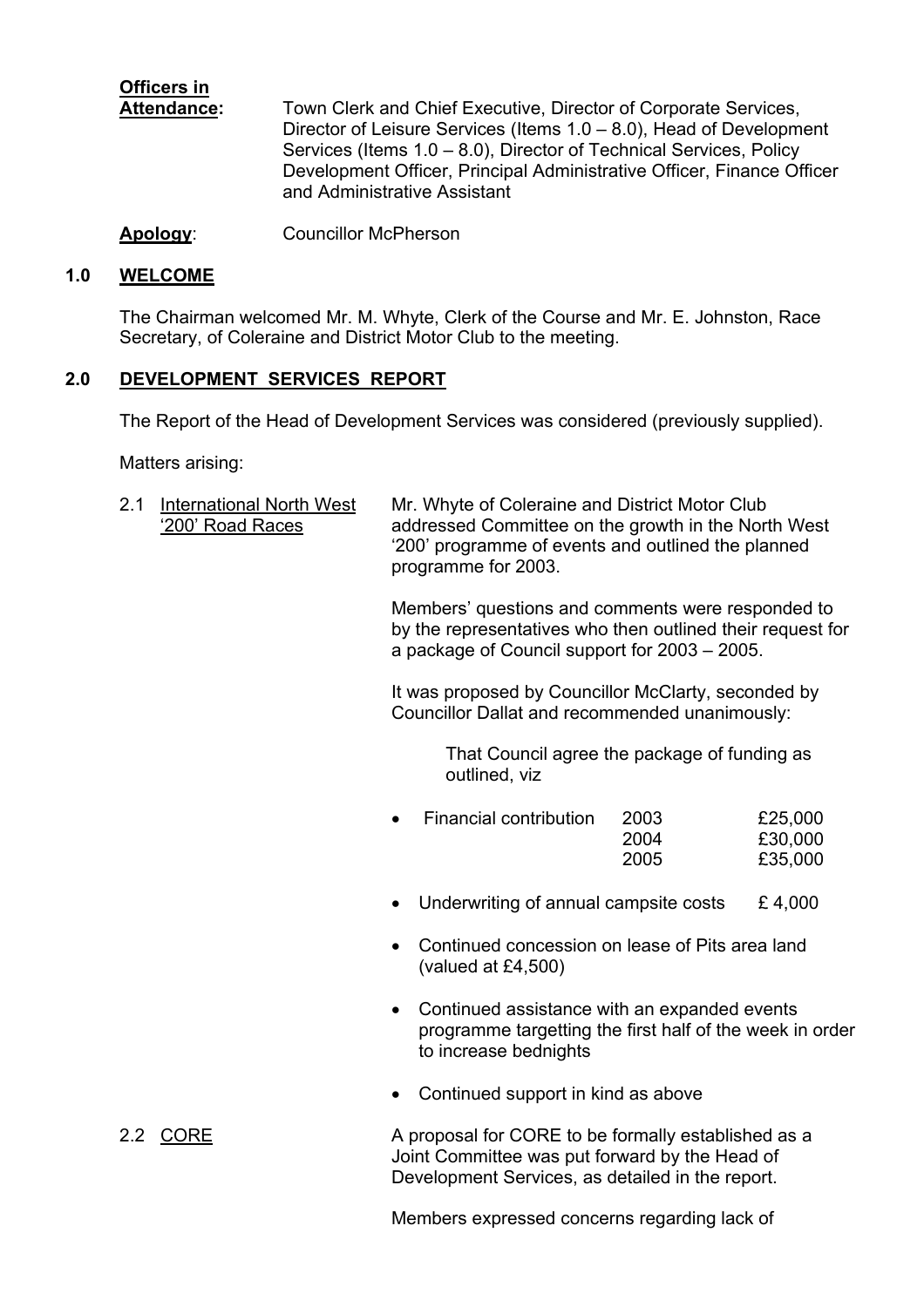**Officers in Attendance:** Town Clerk and Chief Executive, Director of Corporate Services, Director of Leisure Services (Items 1.0 – 8.0), Head of Development Services (Items 1.0 – 8.0), Director of Technical Services, Policy Development Officer, Principal Administrative Officer, Finance Officer and Administrative Assistant

**Apology**: Councillor McPherson

## 1.0 WELCOME

The Chairman welcomed Mr. M. Whyte, Clerk of the Course and Mr. E. Johnston, Race Secretary, of Coleraine and District Motor Club to the meeting.

## 2.0 DEVELOPMENT SERVICES REPORT

The Report of the Head of Development Services was considered (previously supplied).

Matters arising:

2.1 International North West '200' Road Races

Mr. Whyte of Coleraine and District Motor Club addressed Committee on the growth in the North West '200' programme of events and outlined the planned programme for 2003.

Members' questions and comments were responded to by the representatives who then outlined their request for a package of Council support for 2003 – 2005.

It was proposed by Councillor McClarty, seconded by Councillor Dallat and recommended unanimously:

> That Council agree the package of funding as outlined, viz

- Financial contribution 2003 £25,000; 2004 £30,000; 2005 £35,000
- Underwriting of annual campsite costs £ 4,000
- Continued concession on lease of Pits area land (valued at £4,500)
- Continued assistance with an expanded events programme targetting the first half of the week in order to increase bednights
- Continued support in kind as above

2.2 CORE

A proposal for CORE to be formally established as a Joint Committee was put forward by the Head of Development Services, as detailed in the report.

Members expressed concerns regarding lack of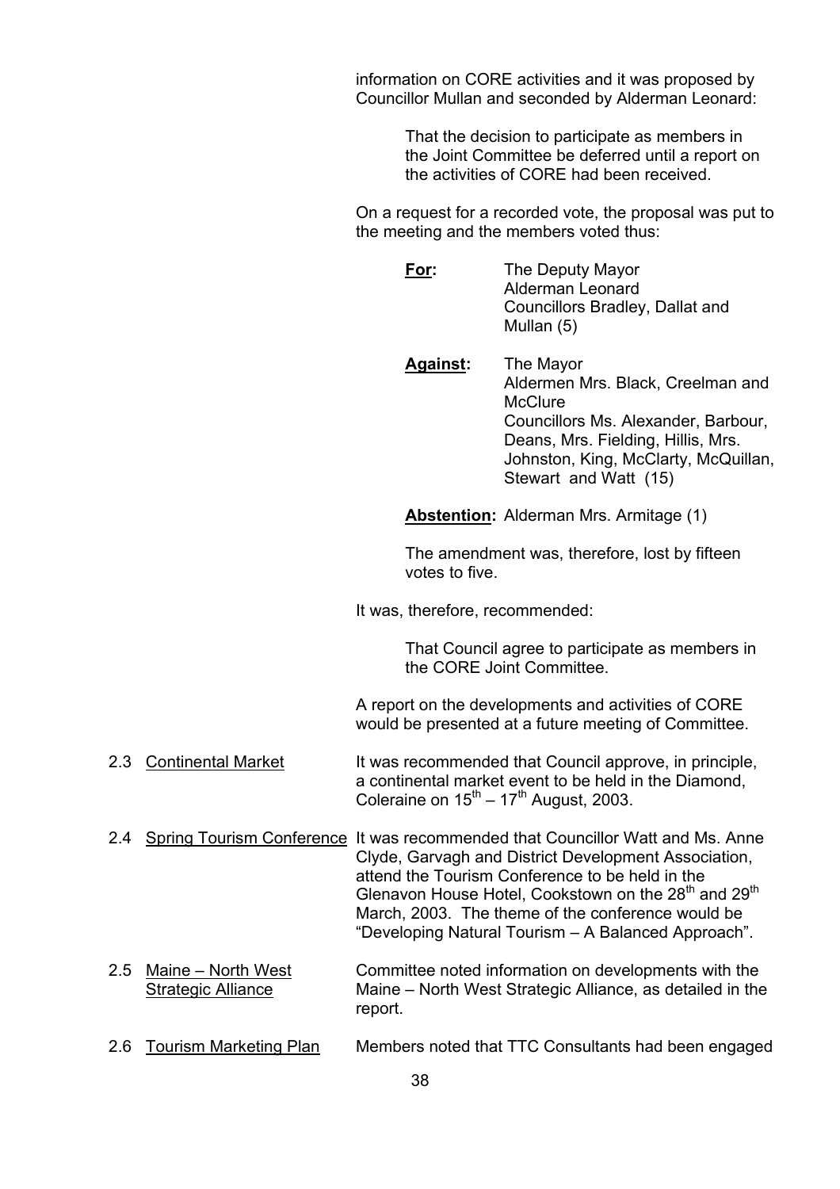information on CORE activities and it was proposed by Councillor Mullan and seconded by Alderman Leonard:

> That the decision to participate as members in the Joint Committee be deferred until a report on the activities of CORE had been received.

On a request for a recorded vote, the proposal was put to the meeting and the members voted thus:

**For:** The Deputy Mayor
Alderman Leonard
Councillors Bradley, Dallat and Mullan (5)

**Against:** The Mayor
Aldermen Mrs. Black, Creelman and McClure
Councillors Ms. Alexander, Barbour, Deans, Mrs. Fielding, Hillis, Mrs. Johnston, King, McClarty, McQuillan, Stewart and Watt (15)

**Abstention:** Alderman Mrs. Armitage (1)

The amendment was, therefore, lost by fifteen votes to five.

It was, therefore, recommended:

> That Council agree to participate as members in the CORE Joint Committee.

A report on the developments and activities of CORE would be presented at a future meeting of Committee.

2.3 Continental Market

It was recommended that Council approve, in principle, a continental market event to be held in the Diamond, Coleraine on 15th – 17th August, 2003.

2.4 Spring Tourism Conference

It was recommended that Councillor Watt and Ms. Anne Clyde, Garvagh and District Development Association, attend the Tourism Conference to be held in the Glenavon House Hotel, Cookstown on the 28th and 29th March, 2003. The theme of the conference would be "Developing Natural Tourism – A Balanced Approach".

2.5 Maine – North West Strategic Alliance

Committee noted information on developments with the Maine – North West Strategic Alliance, as detailed in the report.

2.6 Tourism Marketing Plan

Members noted that TTC Consultants had been engaged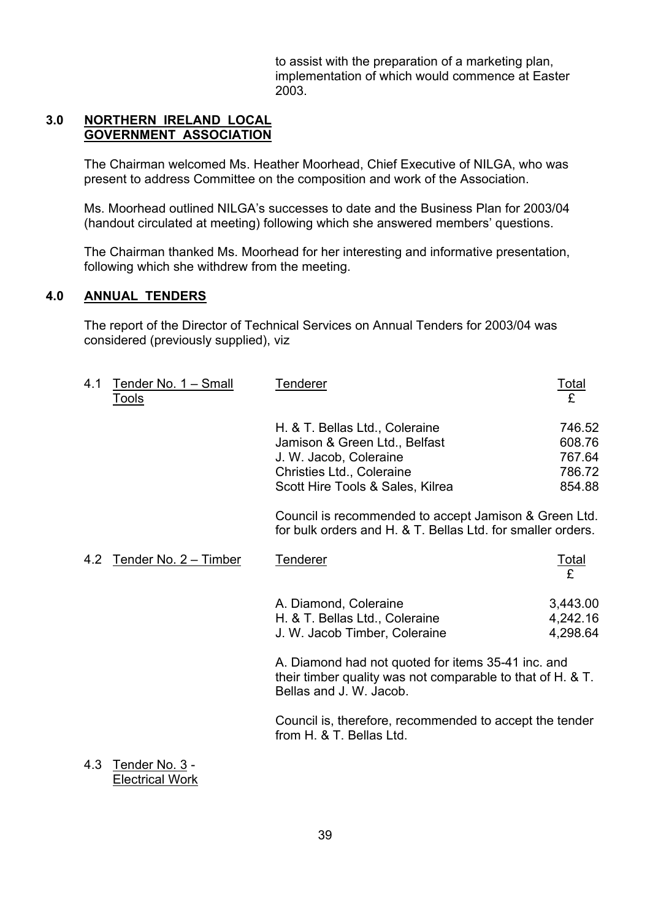to assist with the preparation of a marketing plan, implementation of which would commence at Easter 2003.

## 3.0 NORTHERN IRELAND LOCAL GOVERNMENT ASSOCIATION

The Chairman welcomed Ms. Heather Moorhead, Chief Executive of NILGA, who was present to address Committee on the composition and work of the Association.

Ms. Moorhead outlined NILGA's successes to date and the Business Plan for 2003/04 (handout circulated at meeting) following which she answered members' questions.

The Chairman thanked Ms. Moorhead for her interesting and informative presentation, following which she withdrew from the meeting.

## 4.0 ANNUAL TENDERS

The report of the Director of Technical Services on Annual Tenders for 2003/04 was considered (previously supplied), viz

### 4.1 Tender No. 1 – Small Tools

| Tenderer | Total £ |
|---|---|
| H. & T. Bellas Ltd., Coleraine | 746.52 |
| Jamison & Green Ltd., Belfast | 608.76 |
| J. W. Jacob, Coleraine | 767.64 |
| Christies Ltd., Coleraine | 786.72 |
| Scott Hire Tools & Sales, Kilrea | 854.88 |

Council is recommended to accept Jamison & Green Ltd. for bulk orders and H. & T. Bellas Ltd. for smaller orders.

### 4.2 Tender No. 2 – Timber

| Tenderer | Total £ |
|---|---|
| A. Diamond, Coleraine | 3,443.00 |
| H. & T. Bellas Ltd., Coleraine | 4,242.16 |
| J. W. Jacob Timber, Coleraine | 4,298.64 |

A. Diamond had not quoted for items 35-41 inc. and their timber quality was not comparable to that of H. & T. Bellas and J. W. Jacob.

Council is, therefore, recommended to accept the tender from H. & T. Bellas Ltd.

### 4.3 Tender No. 3 - Electrical Work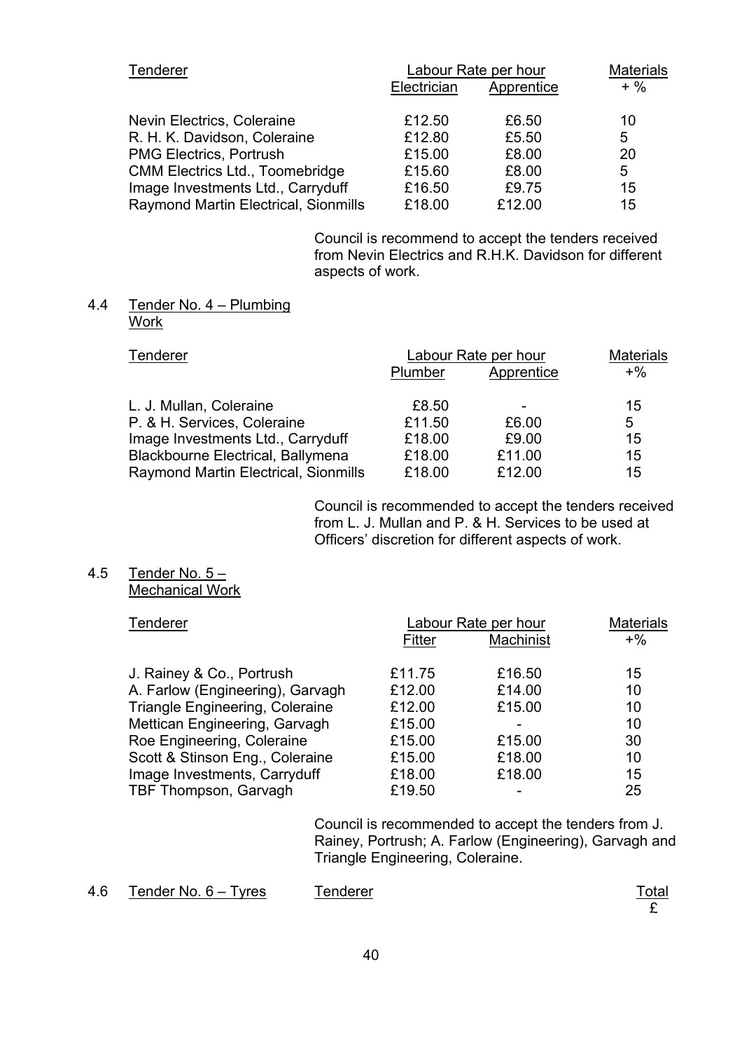| Tenderer | Labour Rate per hour | | Materials |
|---|---|---|---|
| | Electrician | Apprentice | + % |
| Nevin Electrics, Coleraine | £12.50 | £6.50 | 10 |
| R. H. K. Davidson, Coleraine | £12.80 | £5.50 | 5 |
| PMG Electrics, Portrush | £15.00 | £8.00 | 20 |
| CMM Electrics Ltd., Toomebridge | £15.60 | £8.00 | 5 |
| Image Investments Ltd., Carryduff | £16.50 | £9.75 | 15 |
| Raymond Martin Electrical, Sionmills | £18.00 | £12.00 | 15 |

Council is recommend to accept the tenders received from Nevin Electrics and R.H.K. Davidson for different aspects of work.

4.4 Tender No. 4 – Plumbing Work

| Tenderer | Labour Rate per hour | | Materials |
|---|---|---|---|
| | Plumber | Apprentice | +% |
| L. J. Mullan, Coleraine | £8.50 | - | 15 |
| P. & H. Services, Coleraine | £11.50 | £6.00 | 5 |
| Image Investments Ltd., Carryduff | £18.00 | £9.00 | 15 |
| Blackbourne Electrical, Ballymena | £18.00 | £11.00 | 15 |
| Raymond Martin Electrical, Sionmills | £18.00 | £12.00 | 15 |

Council is recommended to accept the tenders received from L. J. Mullan and P. & H. Services to be used at Officers' discretion for different aspects of work.

4.5 Tender No. 5 – Mechanical Work

| Tenderer | Labour Rate per hour | | Materials |
|---|---|---|---|
| | Fitter | Machinist | +% |
| J. Rainey & Co., Portrush | £11.75 | £16.50 | 15 |
| A. Farlow (Engineering), Garvagh | £12.00 | £14.00 | 10 |
| Triangle Engineering, Coleraine | £12.00 | £15.00 | 10 |
| Mettican Engineering, Garvagh | £15.00 | - | 10 |
| Roe Engineering, Coleraine | £15.00 | £15.00 | 30 |
| Scott & Stinson Eng., Coleraine | £15.00 | £18.00 | 10 |
| Image Investments, Carryduff | £18.00 | £18.00 | 15 |
| TBF Thompson, Garvagh | £19.50 | - | 25 |

Council is recommended to accept the tenders from J. Rainey, Portrush; A. Farlow (Engineering), Garvagh and Triangle Engineering, Coleraine.

4.6 Tender No. 6 – Tyres

| Tenderer | Total |
|---|---|
| | £ |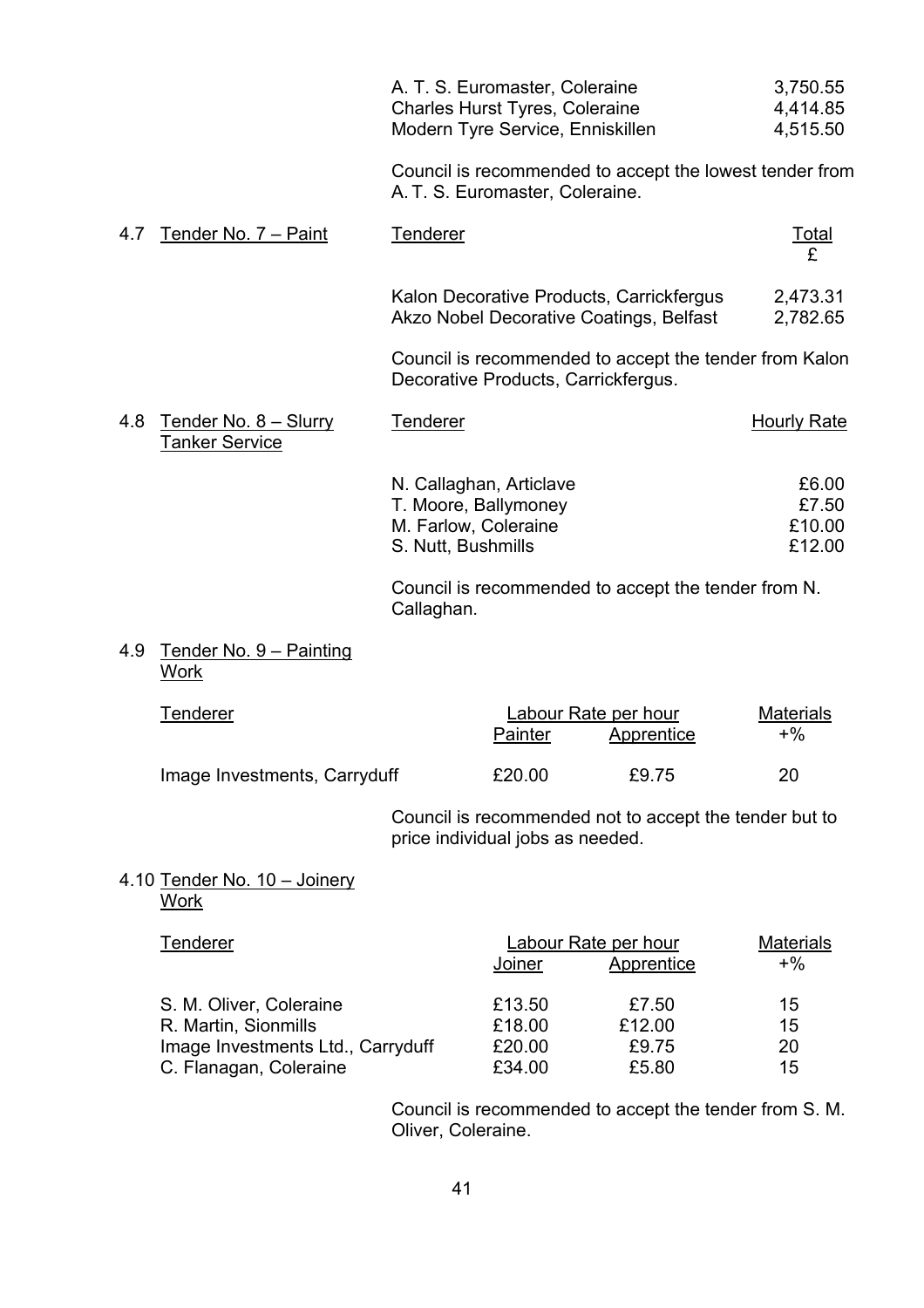| Tenderer | Total £ |
|---|---|
| A. T. S. Euromaster, Coleraine | 3,750.55 |
| Charles Hurst Tyres, Coleraine | 4,414.85 |
| Modern Tyre Service, Enniskillen | 4,515.50 |

Council is recommended to accept the lowest tender from A. T. S. Euromaster, Coleraine.

4.7 Tender No. 7 – Paint

| Tenderer | Total £ |
|---|---|
| Kalon Decorative Products, Carrickfergus | 2,473.31 |
| Akzo Nobel Decorative Coatings, Belfast | 2,782.65 |

Council is recommended to accept the tender from Kalon Decorative Products, Carrickfergus.

4.8 Tender No. 8 – Slurry Tanker Service

| Tenderer | Hourly Rate |
|---|---|
| N. Callaghan, Articlave | £6.00 |
| T. Moore, Ballymoney | £7.50 |
| M. Farlow, Coleraine | £10.00 |
| S. Nutt, Bushmills | £12.00 |

Council is recommended to accept the tender from N. Callaghan.

4.9 Tender No. 9 – Painting Work

| Tenderer | Labour Rate per hour | | Materials |
|---|---|---|---|
| | Painter | Apprentice | +% |
| Image Investments, Carryduff | £20.00 | £9.75 | 20 |

Council is recommended not to accept the tender but to price individual jobs as needed.

4.10 Tender No. 10 – Joinery Work

| Tenderer | Labour Rate per hour | | Materials |
|---|---|---|---|
| | Joiner | Apprentice | +% |
| S. M. Oliver, Coleraine | £13.50 | £7.50 | 15 |
| R. Martin, Sionmills | £18.00 | £12.00 | 15 |
| Image Investments Ltd., Carryduff | £20.00 | £9.75 | 20 |
| C. Flanagan, Coleraine | £34.00 | £5.80 | 15 |

Council is recommended to accept the tender from S. M. Oliver, Coleraine.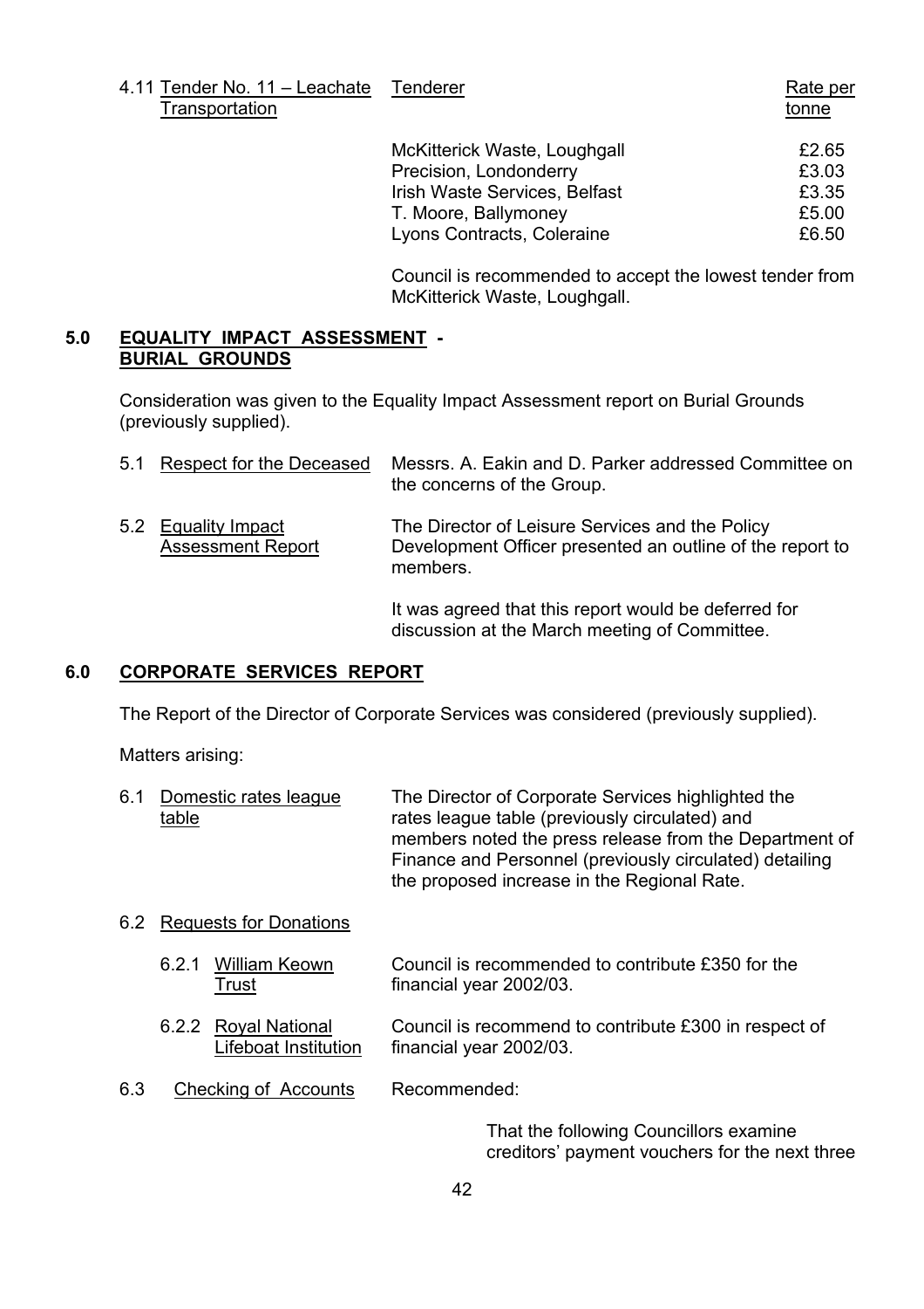4.11 Tender No. 11 – Leachate Transportation

| Tenderer | Rate per tonne |
|---|---|
| McKitterick Waste, Loughgall | £2.65 |
| Precision, Londonderry | £3.03 |
| Irish Waste Services, Belfast | £3.35 |
| T. Moore, Ballymoney | £5.00 |
| Lyons Contracts, Coleraine | £6.50 |

Council is recommended to accept the lowest tender from McKitterick Waste, Loughgall.

## 5.0 EQUALITY IMPACT ASSESSMENT - BURIAL GROUNDS

Consideration was given to the Equality Impact Assessment report on Burial Grounds (previously supplied).

5.1 Respect for the Deceased — Messrs. A. Eakin and D. Parker addressed Committee on the concerns of the Group.

5.2 Equality Impact Assessment Report — The Director of Leisure Services and the Policy Development Officer presented an outline of the report to members.

It was agreed that this report would be deferred for discussion at the March meeting of Committee.

## 6.0 CORPORATE SERVICES REPORT

The Report of the Director of Corporate Services was considered (previously supplied).

Matters arising:

6.1 Domestic rates league table — The Director of Corporate Services highlighted the rates league table (previously circulated) and members noted the press release from the Department of Finance and Personnel (previously circulated) detailing the proposed increase in the Regional Rate.

6.2 Requests for Donations

6.2.1 William Keown Trust — Council is recommended to contribute £350 for the financial year 2002/03.

6.2.2 Royal National Lifeboat Institution — Council is recommend to contribute £300 in respect of financial year 2002/03.

6.3 Checking of Accounts — Recommended:

That the following Councillors examine creditors' payment vouchers for the next three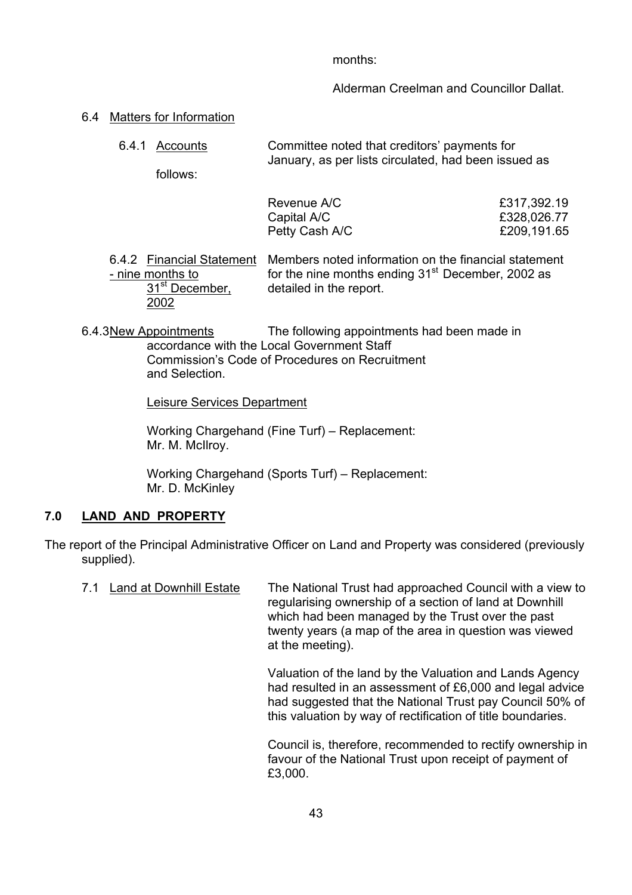months:

Alderman Creelman and Councillor Dallat.

6.4 Matters for Information

6.4.1 Accounts

Committee noted that creditors' payments for January, as per lists circulated, had been issued as follows:

| | |
|---|---|
| Revenue A/C | £317,392.19 |
| Capital A/C | £328,026.77 |
| Petty Cash A/C | £209,191.65 |

6.4.2 Financial Statement - nine months to 31st December, 2002

Members noted information on the financial statement for the nine months ending 31st December, 2002 as detailed in the report.

6.4.3 New Appointments

The following appointments had been made in accordance with the Local Government Staff Commission's Code of Procedures on Recruitment and Selection.

Leisure Services Department

Working Chargehand (Fine Turf) – Replacement: Mr. M. McIlroy.

Working Chargehand (Sports Turf) – Replacement: Mr. D. McKinley

## 7.0 LAND AND PROPERTY

The report of the Principal Administrative Officer on Land and Property was considered (previously supplied).

7.1 Land at Downhill Estate

The National Trust had approached Council with a view to regularising ownership of a section of land at Downhill which had been managed by the Trust over the past twenty years (a map of the area in question was viewed at the meeting).

Valuation of the land by the Valuation and Lands Agency had resulted in an assessment of £6,000 and legal advice had suggested that the National Trust pay Council 50% of this valuation by way of rectification of title boundaries.

Council is, therefore, recommended to rectify ownership in favour of the National Trust upon receipt of payment of £3,000.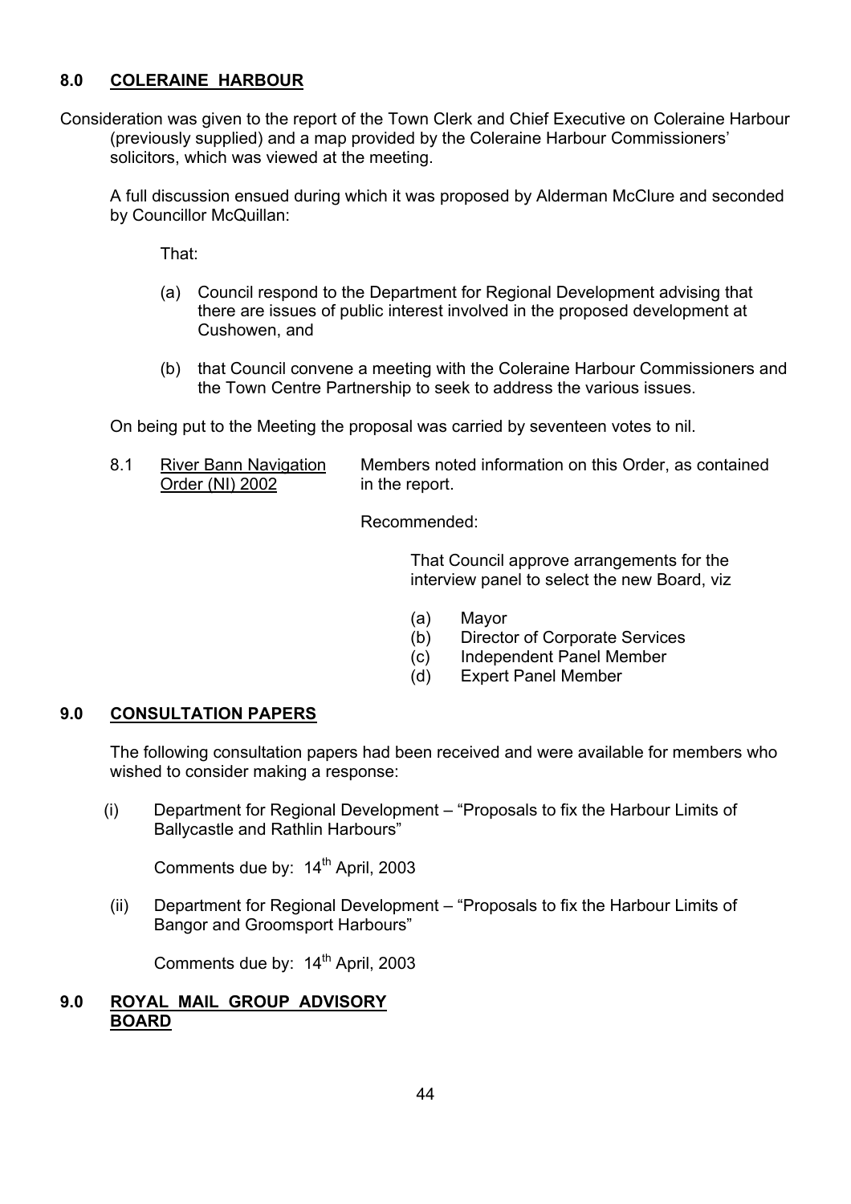## 8.0 COLERAINE HARBOUR

Consideration was given to the report of the Town Clerk and Chief Executive on Coleraine Harbour (previously supplied) and a map provided by the Coleraine Harbour Commissioners' solicitors, which was viewed at the meeting.

A full discussion ensued during which it was proposed by Alderman McClure and seconded by Councillor McQuillan:

That:

(a) Council respond to the Department for Regional Development advising that there are issues of public interest involved in the proposed development at Cushowen, and

(b) that Council convene a meeting with the Coleraine Harbour Commissioners and the Town Centre Partnership to seek to address the various issues.

On being put to the Meeting the proposal was carried by seventeen votes to nil.

8.1 River Bann Navigation Order (NI) 2002 — Members noted information on this Order, as contained in the report.

Recommended:

That Council approve arrangements for the interview panel to select the new Board, viz

(a) Mayor
(b) Director of Corporate Services
(c) Independent Panel Member
(d) Expert Panel Member

## 9.0 CONSULTATION PAPERS

The following consultation papers had been received and were available for members who wished to consider making a response:

(i) Department for Regional Development – "Proposals to fix the Harbour Limits of Ballycastle and Rathlin Harbours"

Comments due by: 14th April, 2003

(ii) Department for Regional Development – "Proposals to fix the Harbour Limits of Bangor and Groomsport Harbours"

Comments due by: 14th April, 2003

## 9.0 ROYAL MAIL GROUP ADVISORY BOARD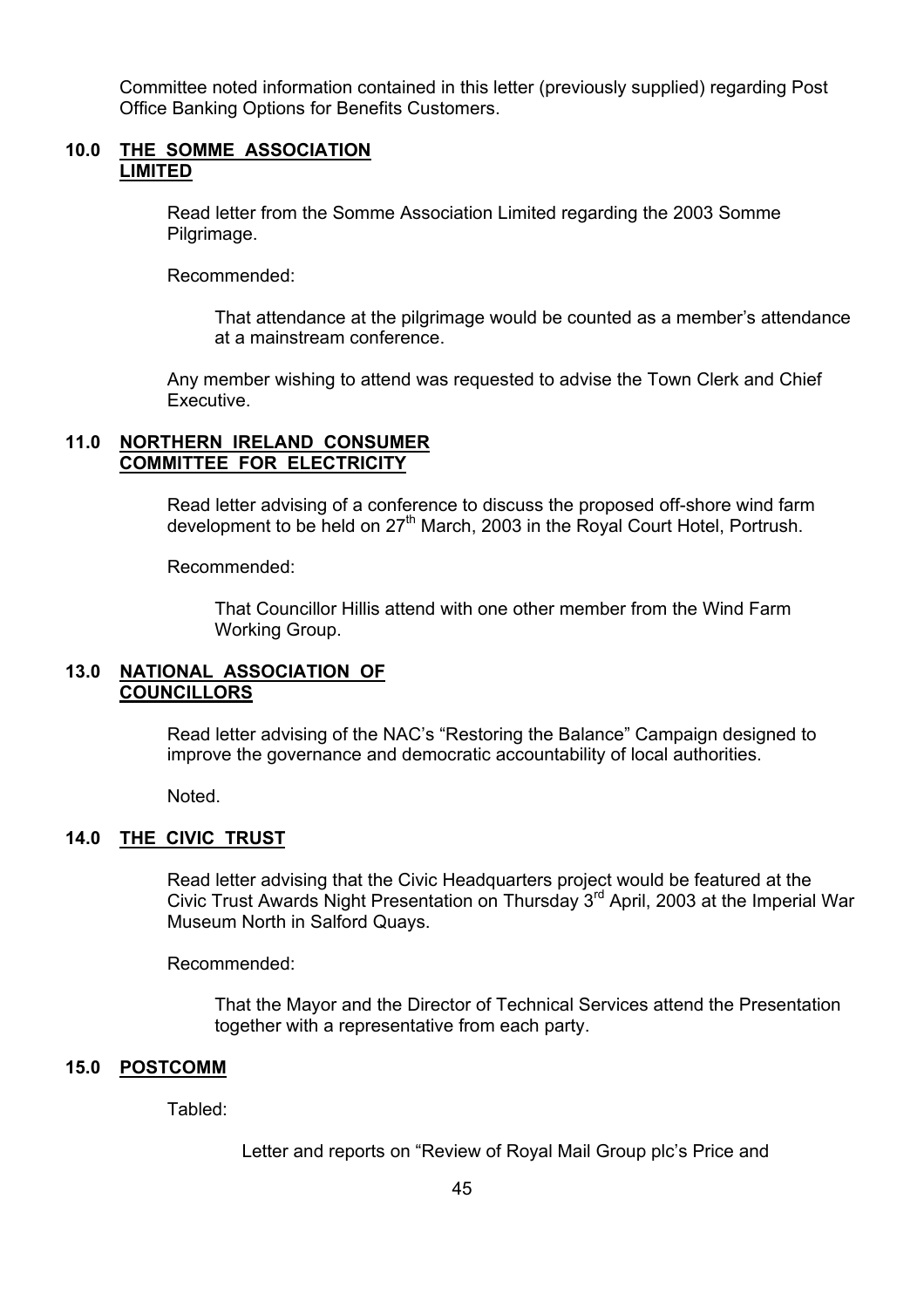Committee noted information contained in this letter (previously supplied) regarding Post Office Banking Options for Benefits Customers.

## 10.0 THE SOMME ASSOCIATION LIMITED

Read letter from the Somme Association Limited regarding the 2003 Somme Pilgrimage.

Recommended:

> That attendance at the pilgrimage would be counted as a member's attendance at a mainstream conference.

Any member wishing to attend was requested to advise the Town Clerk and Chief Executive.

## 11.0 NORTHERN IRELAND CONSUMER COMMITTEE FOR ELECTRICITY

Read letter advising of a conference to discuss the proposed off-shore wind farm development to be held on 27th March, 2003 in the Royal Court Hotel, Portrush.

Recommended:

> That Councillor Hillis attend with one other member from the Wind Farm Working Group.

## 13.0 NATIONAL ASSOCIATION OF COUNCILLORS

Read letter advising of the NAC's "Restoring the Balance" Campaign designed to improve the governance and democratic accountability of local authorities.

Noted.

## 14.0 THE CIVIC TRUST

Read letter advising that the Civic Headquarters project would be featured at the Civic Trust Awards Night Presentation on Thursday 3rd April, 2003 at the Imperial War Museum North in Salford Quays.

Recommended:

> That the Mayor and the Director of Technical Services attend the Presentation together with a representative from each party.

## 15.0 POSTCOMM

Tabled:

> Letter and reports on "Review of Royal Mail Group plc's Price and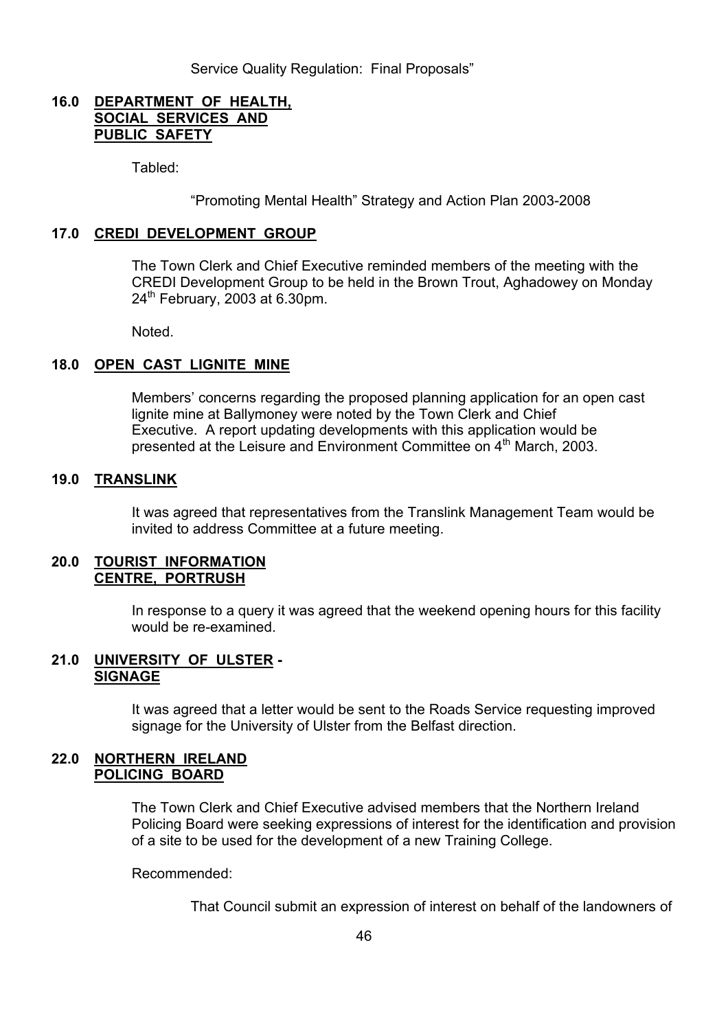Service Quality Regulation: Final Proposals"

## 16.0 DEPARTMENT OF HEALTH, SOCIAL SERVICES AND PUBLIC SAFETY

Tabled:

"Promoting Mental Health" Strategy and Action Plan 2003-2008

## 17.0 CREDI DEVELOPMENT GROUP

The Town Clerk and Chief Executive reminded members of the meeting with the CREDI Development Group to be held in the Brown Trout, Aghadowey on Monday 24th February, 2003 at 6.30pm.

Noted.

## 18.0 OPEN CAST LIGNITE MINE

Members' concerns regarding the proposed planning application for an open cast lignite mine at Ballymoney were noted by the Town Clerk and Chief Executive. A report updating developments with this application would be presented at the Leisure and Environment Committee on 4th March, 2003.

## 19.0 TRANSLINK

It was agreed that representatives from the Translink Management Team would be invited to address Committee at a future meeting.

## 20.0 TOURIST INFORMATION CENTRE, PORTRUSH

In response to a query it was agreed that the weekend opening hours for this facility would be re-examined.

## 21.0 UNIVERSITY OF ULSTER - SIGNAGE

It was agreed that a letter would be sent to the Roads Service requesting improved signage for the University of Ulster from the Belfast direction.

## 22.0 NORTHERN IRELAND POLICING BOARD

The Town Clerk and Chief Executive advised members that the Northern Ireland Policing Board were seeking expressions of interest for the identification and provision of a site to be used for the development of a new Training College.

Recommended:

That Council submit an expression of interest on behalf of the landowners of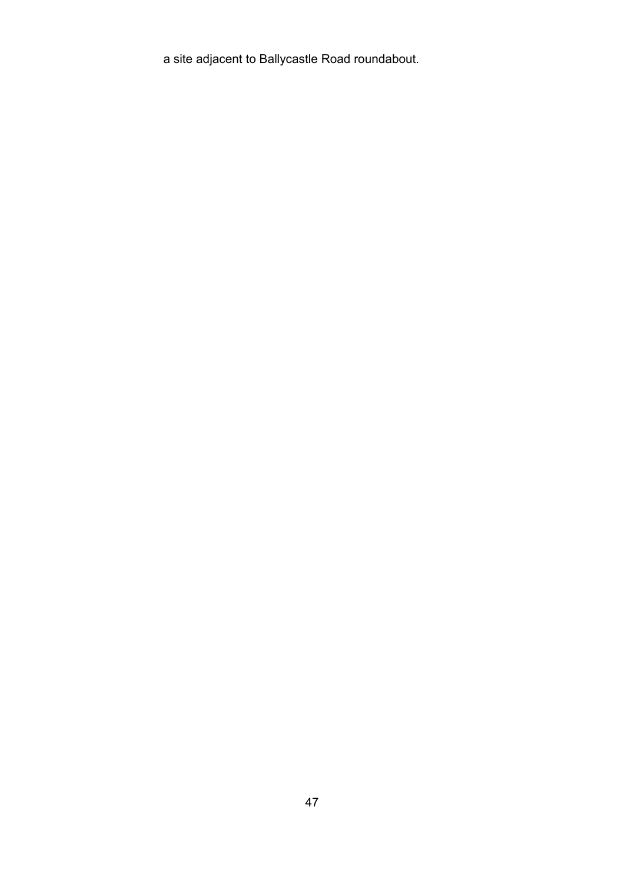a site adjacent to Ballycastle Road roundabout.